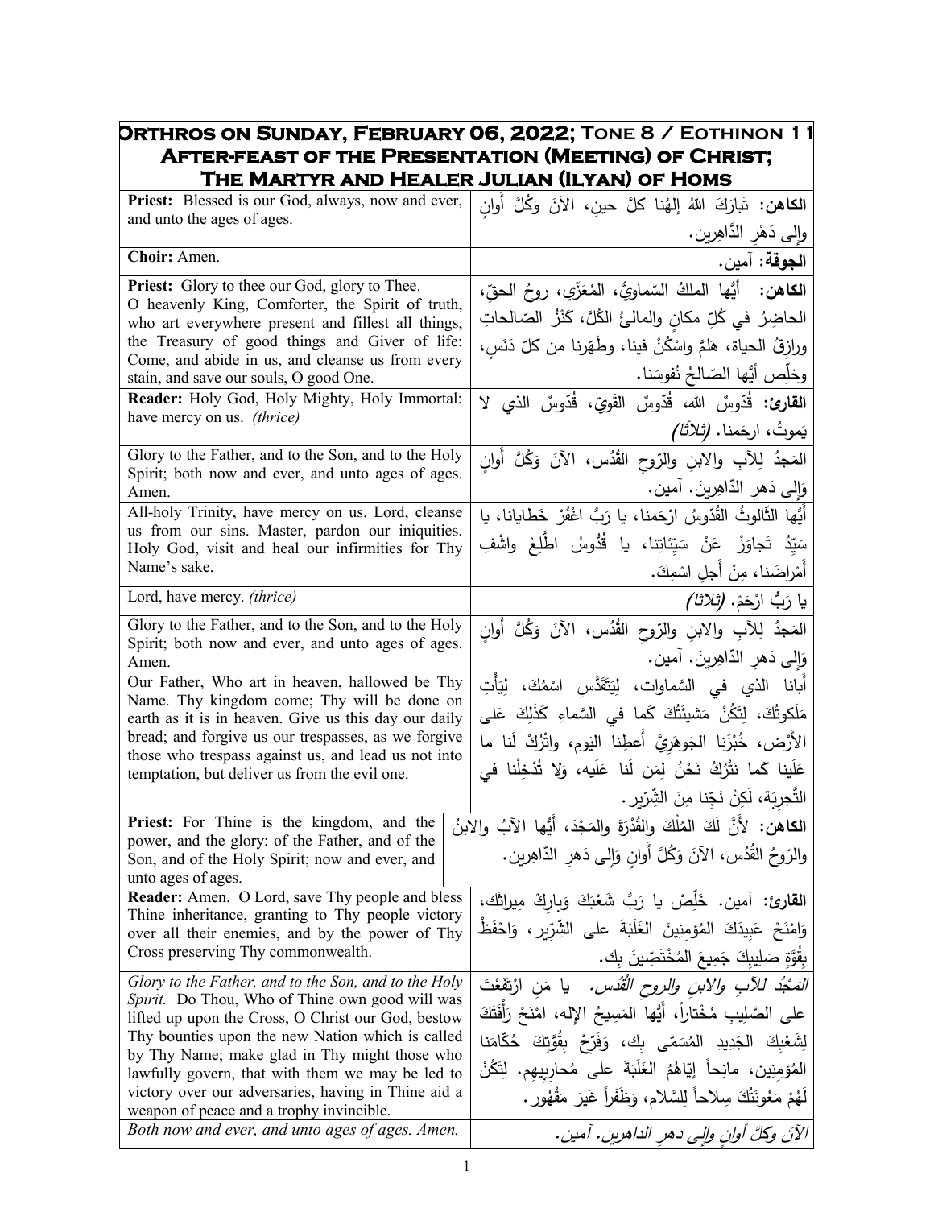| **Orthros on Sunday, February 06, 2022; Tone 8 / Eothinon 11 After-feast of the Presentation (Meeting) of Christ; The Martyr and Healer Julian (Ilyan) of Homs** | |
|---|---|
| **Priest:** Blessed is our God, always, now and ever, and unto the ages of ages. | **الكاهن:** تَبارَكَ اللهُ إلهُنا كلَّ حينٍ، الآنَ وَكُلَّ أَوانٍ وإلى دَهْرِ الدَّاهِرين. |
| **Choir:** Amen. | **الجوقة:** آمين. |
| **Priest:** Glory to thee our God, glory to Thee. O heavenly King, Comforter, the Spirit of truth, who art everywhere present and fillest all things, the Treasury of good things and Giver of life: Come, and abide in us, and cleanse us from every stain, and save our souls, O good One. | **الكاهن:** أيُّها الملكُ السّماويُّ، المُعَزّي، روحُ الحقّ، الحاضِرُ في كُلِّ مكانٍ والمالئُ الكُلَّ، كنْزُ الصّالحاتِ ورازِقُ الحياة، هَلُمَّ واسْكُنْ فينا، وطَهِّرنا من كلّ دَنَسٍ، وخلِّص أيُّها الصّالحُ نُفوسَنا. |
| **Reader:** Holy God, Holy Mighty, Holy Immortal: have mercy on us. *(thrice)* | **القارئ:** قُدّوسٌ الله، قُدّوسٌ القَوِيّ، قُدّوسٌ الذي لا يَموتُ، ارحَمنا. *(ثلاثاً)* |
| Glory to the Father, and to the Son, and to the Holy Spirit; both now and ever, and unto ages of ages. Amen. | المَجدُ لِلآبِ والابنِ والرّوحِ القُدُس، الآنَ وَكُلَّ أَوانٍ وَإِلى دَهرِ الدّاهِرينَ. آمين. |
| All-holy Trinity, have mercy on us. Lord, cleanse us from our sins. Master, pardon our iniquities. Holy God, visit and heal our infirmities for Thy Name's sake. | أَيُّها الثّالوثُ القُدّوسُ ارْحَمنا، يا رَبُّ اغْفُرْ خَطايانا، يا سَيِّدُ تَجاوَزْ عَنْ سَيِّئاتِنا، يا قُدُّوسُ اطَّلِعْ واشْفِ أَمْراضَنا، مِنْ أَجلِ اسْمِكَ. |
| Lord, have mercy. *(thrice)* | يا رَبُّ ارْحَمْ. *(ثلاثاً)* |
| Glory to the Father, and to the Son, and to the Holy Spirit; both now and ever, and unto ages of ages. Amen. | المَجدُ لِلآبِ والابنِ والرّوحِ القُدُس، الآنَ وَكُلَّ أَوانٍ وَإِلى دَهرِ الدّاهِرينَ. آمين. |
| Our Father, Who art in heaven, hallowed be Thy Name. Thy kingdom come; Thy will be done on earth as it is in heaven. Give us this day our daily bread; and forgive us our trespasses, as we forgive those who trespass against us, and lead us not into temptation, but deliver us from the evil one. | أَبانا الذي في السَّماوات، لِيَتَقَدَّسِ اسْمُكَ، لِيَأْتِ مَلَكوتُكَ، لِتَكُنْ مَشيئَتُكَ كَما في السَّماءِ كَذَلِكَ عَلى الأَرْض، خُبْزَنا الجَوهَرِيَّ أَعطِنا اليَوم، واتْرُكْ لَنا ما عَلَينا كَما نَتْرُكُ نَحْنُ لِمَن لَنا عَلَيه، وَلا تُدْخِلْنا في التَّجرِبَة، لَكِنْ نَجِّنا مِنَ الشِّرّير. |
| **Priest:** For Thine is the kingdom, and the power, and the glory: of the Father, and of the Son, and of the Holy Spirit; now and ever, and unto ages of ages. | **الكاهن:** لأَنَّ لَكَ المُلْكَ والقُدْرَةَ والمَجْدَ، أَيُّها الآبُ والابنُ والرّوحُ القُدُس، الآنَ وَكُلَّ أَوانٍ وَإِلى دَهرِ الدّاهِرين. |
| **Reader:** Amen. O Lord, save Thy people and bless Thine inheritance, granting to Thy people victory over all their enemies, and by the power of Thy Cross preserving Thy commonwealth. | **القارئ:** آمين. خَلِّصْ يا رَبُّ شَعْبَكَ وَبارِكْ مِيراثَك، وَامْنَحْ عَبِيدَكَ المُؤمِنِينَ الغَلَبَةَ على الشِّرّير، وَاحْفَظْ بِقُوَّةِ صَلِيبِكَ جَمِيعَ المُخْتَصِّينَ بِك. |
| *Glory to the Father, and to the Son, and to the Holy Spirit.* Do Thou, Who of Thine own good will was lifted up upon the Cross, O Christ our God, bestow Thy bounties upon the new Nation which is called by Thy Name; make glad in Thy might those who lawfully govern, that with them we may be led to victory over our adversaries, having in Thine aid a weapon of peace and a trophy invincible. | *المَجْدُ للآبِ والابنِ والروحِ القُدُس.* يا مَنِ ارْتَفَعْتَ على الصَّلِيبِ مُخْتاراً، أَيُّها المَسِيحُ الإله، امْنَحْ رَأْفَتَكَ لِشَعْبِكَ الجَدِيدِ المُسَمّى بِك، وَفَرِّحْ بِقُوَّتِكَ حُكّامَنا المُؤمِنِين، مانِحاً إيّاهُمُ الغَلَبَةَ على مُحارِبِيهِم. لِتَكُنْ لَهُمْ مَعُونَتُكَ سِلاحاً لِلسَّلام، وَظَفَراً غَيرَ مَقْهُور. |
| *Both now and ever, and unto ages of ages. Amen.* | *الآنَ وكلَّ أوانٍ وإلى دهرِ الداهرين. آمين.* |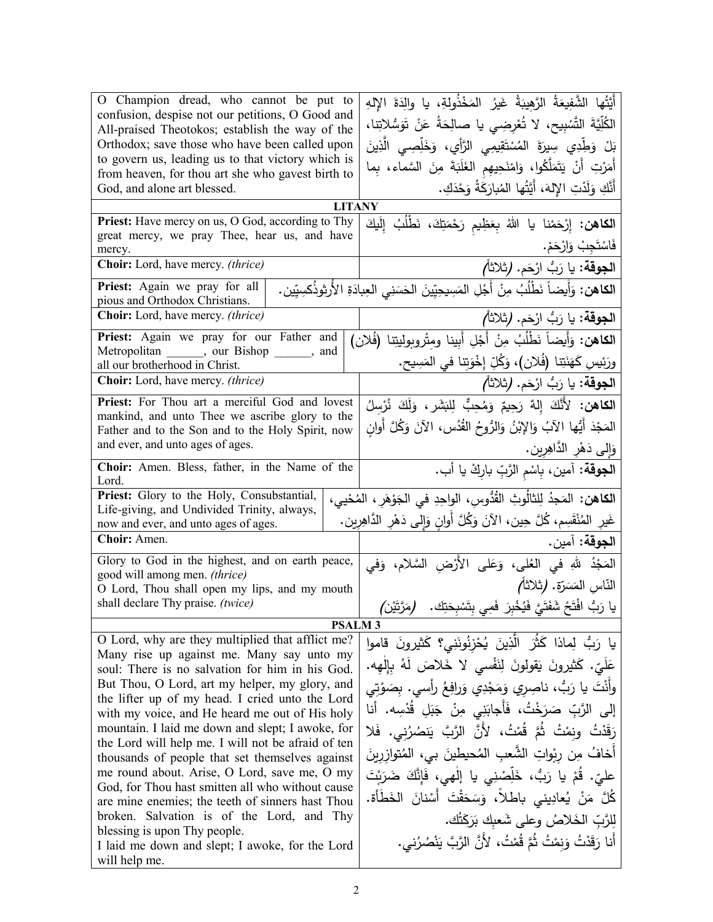| English | Arabic |
|---|---|
| O Champion dread, who cannot be put to confusion, despise not our petitions, O Good and All-praised Theotokos; establish the way of the Orthodox; save those who have been called upon to govern us, leading us to that victory which is from heaven, for thou art she who gavest birth to God, and alone art blessed. | أَيَّتُها الشَّفِيعَةُ الرَّهِيبَةُ غَيرُ المَخْذُولةِ، يا والِدَةَ الإلهِ الكُلِّيَّةَ التَّسْبِيح، لا تُعْرِضِي يا صالِحَةُ عَنْ تَوَسُّلاتِنا، بَلْ وَطِّدِي سِيرَةَ المُسْتَقِيمِي الرَّأْي، وَخَلِّصِي الَّذِينَ أَمَرْتِ أَنْ يَتَمَلَّكُوا، وَامْنَحِيهِم الغَلَبَةَ مِنَ السَّماء، بِما أَنَّكِ وَلَدْتِ الإلهَ، أَيَّتُها المُبارَكَةُ وَحْدَكِ. |

## LITANY

| English | Arabic |
|---|---|
| **Priest:** Have mercy on us, O God, according to Thy great mercy, we pray Thee, hear us, and have mercy. | **الكاهن:** إِرْحَمْنا يا اللهُ بِعَظِيمِ رَحْمَتِكَ، نَطْلُبُ إِلَيكَ فَاسْتَجِبْ وَارْحَمْ. |
| **Choir:** Lord, have mercy. *(thrice)* | **الجوقة:** يا رَبُّ ارْحَم. *(ثلاثاً)* |
| **Priest:** Again we pray for all pious and Orthodox Christians. | **الكاهن:** وَأَيضاً نَطْلُبُ مِنْ أَجْلِ المَسِيحِيِّينَ الحَسَنِي العِبادَةِ الأُرثوذُكسِيِّين. |
| **Choir:** Lord, have mercy. *(thrice)* | **الجوقة:** يا رَبُّ ارْحَم. *(ثلاثاً)* |
| **Priest:** Again we pray for our Father and Metropolitan ______, our Bishop ______, and all our brotherhood in Christ. | **الكاهن:** وَأَيضاً نَطْلُبُ مِنْ أَجْلِ أَبِينا ومِتْروبوليتِنا (فُلان) ورَئِيسِ كَهَنَتِنا (فُلان)، وَكُلِّ إِخْوَتِنا في المَسِيح. |
| **Choir:** Lord, have mercy. *(thrice)* | **الجوقة:** يا رَبُّ ارْحَم. *(ثلاثاً)* |
| **Priest:** For Thou art a merciful God and lovest mankind, and unto Thee we ascribe glory to the Father and to the Son and to the Holy Spirit, now and ever, and unto ages of ages. | **الكاهن:** لأَنَّكَ إِلهٌ رَحِيمٌ وَمُحِبٌّ لِلبَشَر، وَلَكَ نُرْسِلُ المَجْدَ أَيُّها الآبُ وَالإبْنُ وَالرُّوحُ القُدُس، الآنَ وَكُلَّ أَوانٍ وَإِلى دَهْرِ الدَّاهِرِين. |
| **Choir:** Amen. Bless, father, in the Name of the Lord. | **الجوقة:** آمين، بِاسْمِ الرَّبِّ بارِكْ يا أب. |
| **Priest:** Glory to the Holy, Consubstantial, Life-giving, and Undivided Trinity, always, now and ever, and unto ages of ages. | **الكاهن:** المَجدُ لِلثالُوثِ القُدُّوسِ، الواحِدِ في الجَوْهَرِ، المُحْيِي، غَيرِ المُنْقَسِم، كُلَّ حِين، الآنَ وَكُلَّ أَوانٍ وَإِلى دَهْرِ الدَّاهِرِين. |
| **Choir:** Amen. | **الجوقة:** آمين. |
| Glory to God in the highest, and on earth peace, good will among men. *(thrice)* O Lord, Thou shall open my lips, and my mouth shall declare Thy praise. *(twice)* | المَجْدُ للهِ في العُلى، وَعَلى الأَرْضِ السَّلام، وَفي النّاسِ المَسَرّة. *(ثلاثاً)* يا رَبُّ افْتَحْ شَفَتَيَّ فَيُخْبِرَ فَمِي بِتَسْبِحَتِك. *(مَرَّتَيْن)* |

## PSALM 3

| English | Arabic |
|---|---|
| O Lord, why are they multiplied that afflict me? Many rise up against me. Many say unto my soul: There is no salvation for him in his God. But Thou, O Lord, art my helper, my glory, and the lifter up of my head. I cried unto the Lord with my voice, and He heard me out of His holy mountain. I laid me down and slept; I awoke, for the Lord will help me. I will not be afraid of ten thousands of people that set themselves against me round about. Arise, O Lord, save me, O my God, for Thou hast smitten all who without cause are mine enemies; the teeth of sinners hast Thou broken. Salvation is of the Lord, and Thy blessing is upon Thy people. I laid me down and slept; I awoke, for the Lord will help me. | يا رَبُّ لِماذا كَثُرَ الَّذِينَ يُحْزِنُونَنِي؟ كَثيرونَ قاموا عَلَيّ. كَثيرونَ يَقولونَ لِنَفْسي لا خَلاصَ لَهُ بِإِلٰهِه. وأَنْتَ يا رَبُّ، ناصِرِي وَمَجْدِي وَرافِعُ رأسي. بِصَوْتي إلى الرَّبِّ صَرَخْتُ، فَأَجابَنِي مِنْ جَبَلِ قُدْسِه. أنا رَقَدْتُ ونِمْتُ ثُمَّ قُمْتُ، لأَنَّ الرَّبَّ يَنصُرُني. فَلا أَخافُ مِن رِبْواتِ الشَّعبِ المُحيطينَ بي، المُتوازِرِينَ عليّ. قُمْ يا رَبُّ، خَلِّصْنِي يا إلٰهي، فَإِنَّكَ ضَرَبْتَ كُلَّ مَنْ يُعادِيني باطلاً، وَسَحَقْتَ أَسْنانَ الخَطَأة. لِلرَّبِّ الخَلاصُ وعلى شَعبِكَ بَرَكَتُك. أَنا رَقَدْتُ وَنِمْتُ ثُمَّ قُمْتُ، لأَنَّ الرَّبَّ يَنْصُرُني. |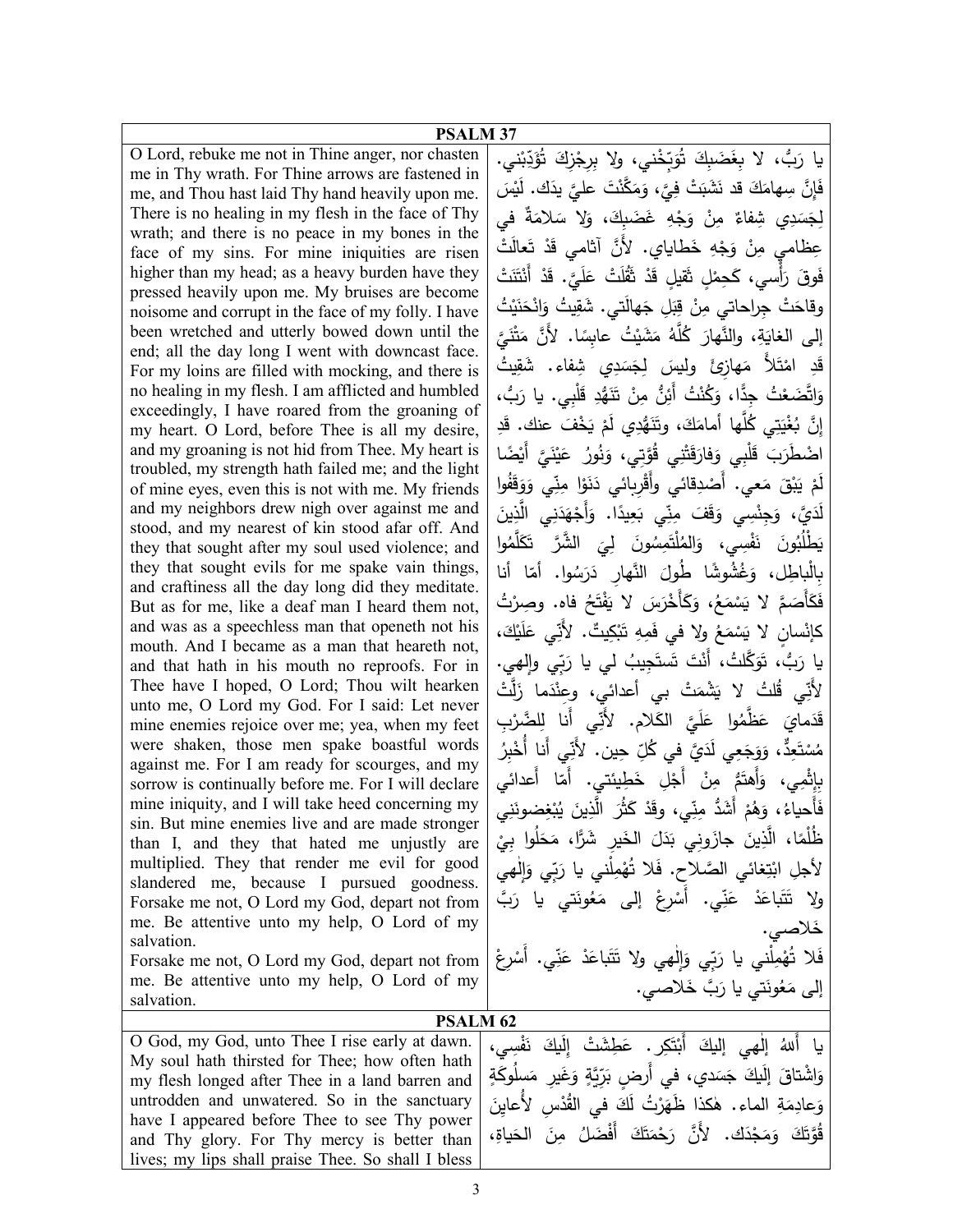| PSALM 37 | |
|---|---|
| O Lord, rebuke me not in Thine anger, nor chasten me in Thy wrath. For Thine arrows are fastened in me, and Thou hast laid Thy hand heavily upon me. There is no healing in my flesh in the face of Thy wrath; and there is no peace in my bones in the face of my sins. For mine iniquities are risen higher than my head; as a heavy burden have they pressed heavily upon me. My bruises are become noisome and corrupt in the face of my folly. I have been wretched and utterly bowed down until the end; all the day long I went with downcast face. For my loins are filled with mocking, and there is no healing in my flesh. I am afflicted and humbled exceedingly, I have roared from the groaning of my heart. O Lord, before Thee is all my desire, and my groaning is not hid from Thee. My heart is troubled, my strength hath failed me; and the light of mine eyes, even this is not with me. My friends and my neighbors drew nigh over against me and stood, and my nearest of kin stood afar off. And they that sought after my soul used violence; and they that sought evils for me spake vain things, and craftiness all the day long did they meditate. But as for me, like a deaf man I heard them not, and was as a speechless man that openeth not his mouth. And I became as a man that heareth not, and that hath in his mouth no reproofs. For in Thee have I hoped, O Lord; Thou wilt hearken unto me, O Lord my God. For I said: Let never mine enemies rejoice over me; yea, when my feet were shaken, those men spake boastful words against me. For I am ready for scourges, and my sorrow is continually before me. For I will declare mine iniquity, and I will take heed concerning my sin. But mine enemies live and are made stronger than I, and they that hated me unjustly are multiplied. They that render me evil for good slandered me, because I pursued goodness. Forsake me not, O Lord my God, depart not from me. Be attentive unto my help, O Lord of my salvation.<br>Forsake me not, O Lord my God, depart not from me. Be attentive unto my help, O Lord of my salvation. | يا رَبُّ، لا بِغَضَبِكَ تُوَبِّخْني، ولا بِرِجْزِكَ تُؤَدِّبْني. فَإِنَّ سِهامَكَ قد نَشَبَتْ فِيَّ، وَمَكَّنْتَ عليَّ يدَك. لَيْسَ لِجَسَدِي شِفاءٌ مِنْ وَجْهِ غَضَبِكَ، وَلا سَلامَةٌ في عِظامي مِنْ وَجْهِ خَطاياي. لأَنَّ آثامي قَدْ تَعالَتْ فَوقَ رَأْسي، كَحِمْلٍ ثَقيلٍ قَدْ ثَقُلَتْ عَلَيَّ. قَدْ أَنْتَنَتْ وقاحَتْ جِراحاتي مِنْ قِبَلِ جَهالَتي. شَقِيتُ وَانْحَنَيْتُ إلى الغايَةِ، والنَّهارَ كُلَّهُ مَشَيْتُ عابِسًا. لأَنَّ مَتْنَيَّ قَدِ امْتَلأَ مَهازِئَ وليسَ لِجَسَدِي شِفاء. شَقِيتُ وَاتَّضَعْتُ جِدًّا، وَكُنْتُ أَئِنُّ مِنْ تَنَهُّدِ قَلْبِي. يا رَبُّ، إِنَّ بُغْيَتِي كُلَّها أمامَكَ، وتَنَهُّدِي لَمْ يَخْفَ عنك. قَدِ اضْطَرَبَ قَلْبِي وَفارَقَتْنِي قُوَّتِي، وَنُورُ عَيْنَيَّ أيضًا لَمْ يَبْقَ مَعي. أَصْدِقائي وأَقْرِبائي دَنَوْا مِنِّي وَوَقَفُوا لَدَيَّ، وَجِنْسِي وَقَفَ مِنِّي بَعِيدًا. وَأَجْهَدَنِي الَّذِينَ يَطْلُبُونَ نَفْسِي، وَالمُلْتَمِسُونَ لِيَ الشَّرَّ تَكَلَّمُوا بِالْباطِلِ، وَغُشُوشًا طُولَ النَّهارِ دَرَسُوا. أمّا أنا فَكَأَصَمَّ لا يَسْمَعُ، وَكَأَخْرَسَ لا يَفْتَحُ فاه. وصِرْتُ كإِنْسانٍ لا يَسْمَعُ ولا في فَمِهِ تَبْكِيتٌ. لأَنِّي عَلَيْكَ، يا رَبُّ، تَوَكَّلتُ، أَنْتَ تَستَجِيبُ لي يا رَبّي وإِلهي. لأَنِّي قُلتُ لا يَشْمَتْ بي أعدائي، وعِنْدَما زَلَّتْ قَدَمايَ عَظَّمُوا عَلَيَّ الكَلام. لأَنِّي أَنا لِلضَّرْبِ مُسْتَعِدٌّ، وَوَجَعِي لَدَيَّ في كُلِّ حِين. لأَنِّي أَنا أُخْبِرُ بِإِثْمِي، وَأَهتَمُّ مِنْ أَجْلِ خَطِيئَتِي. أَمّا أَعدائي فَأَحياءُ، وَهُمْ أَشَدُّ مِنِّي، وقَدْ كَثُرَ الَّذِينَ يُبْغِضونَنِي ظُلْمًا، الَّذِينَ جازَونِي بَدَلَ الخَيرِ شَرًّا، مَحَلُوا بِيْ لأَجلِ ابْتِغائي الصَّلاح. فَلا تُهْمِلْني يا رَبّي وَإِلٰهي ولا تَتَباعَدْ عَنّي. أَسْرِعْ إلى مَعُونَتي يا رَبَّ خَلاصي.<br>فَلا تُهْمِلْني يا رَبّي وَإِلٰهي ولا تَتَباعَدْ عَنّي. أَسْرِعْ إلى مَعُونَتي يا رَبَّ خَلاصي. |

| PSALM 62 | |
|---|---|
| O God, my God, unto Thee I rise early at dawn. My soul hath thirsted for Thee; how often hath my flesh longed after Thee in a land barren and untrodden and unwatered. So in the sanctuary have I appeared before Thee to see Thy power and Thy glory. For Thy mercy is better than lives; my lips shall praise Thee. So shall I bless | يا أَللهُ إِلٰهي إِليكَ أَبْتَكِر. عَطِشَتْ إِلَيكَ نَفْسِي، وَاشْتاقَ إِلَيكَ جَسَدي، في أَرضٍ بَرِّيَّةٍ وَغَيرِ مَسلُوكَةٍ وَعادِمَةِ الماء. هٰكذا ظَهَرْتُ لَكَ في القُدْسِ لأُعايِنَ قُوَّتَكَ وَمَجْدَك. لأَنَّ رَحْمَتَكَ أَفْضَلُ مِنَ الحَياةِ، |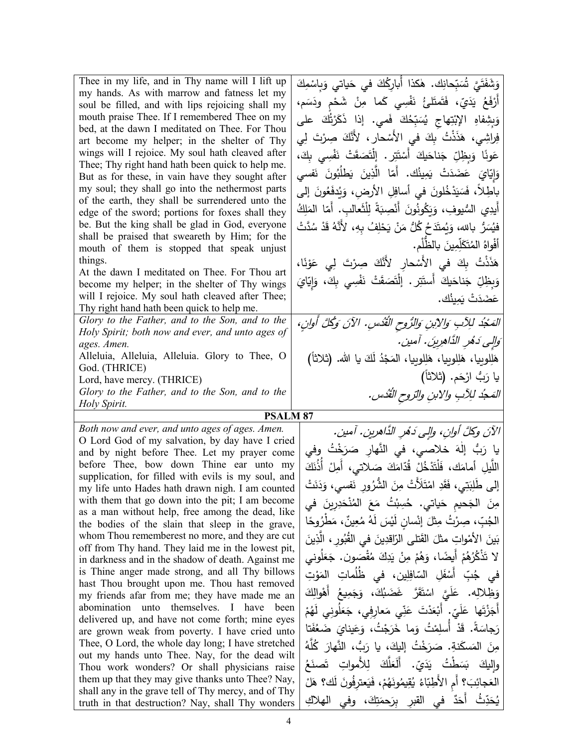| | |
|---|---|
| Thee in my life, and in Thy name will I lift up my hands. As with marrow and fatness let my soul be filled, and with lips rejoicing shall my mouth praise Thee. If I remembered Thee on my bed, at the dawn I meditated on Thee. For Thou art become my helper; in the shelter of Thy wings will I rejoice. My soul hath cleaved after Thee; Thy right hand hath been quick to help me. But as for these, in vain have they sought after my soul; they shall go into the nethermost parts of the earth, they shall be surrendered unto the edge of the sword; portions for foxes shall they be. But the king shall be glad in God, everyone shall be praised that sweareth by Him; for the mouth of them is stopped that speak unjust things.<br>At the dawn I meditated on Thee. For Thou art become my helper; in the shelter of Thy wings will I rejoice. My soul hath cleaved after Thee; Thy right hand hath been quick to help me. | وَشَفَتَيَّ تُسَبِّحانِك. هٰكذا أُبارِكُكَ في حَياتي وَبِاسْمِكَ أَرْفَعُ يَدَيّ، فَتَمتَلئُ نَفْسِي كَما مِنْ شَحْمٍ ودَسَم، وَبِشِفاهِ الابْتِهاجِ يُسَبِّحُكَ فَمي. إذا ذَكَرْتُكَ على فِراشِي، هَذَذْتُ بِكَ في الأَسْحار، لأَنَّكَ صِرْتَ لِي عَونًا وَبِظِلِّ جَناحَيكَ أَسْتَتِر. إِلْتَصَقَتْ نَفْسِي بِكَ، وَإِيّايَ عَضَدَتْ يَمِينُك. أَمّا الَّذِينَ يَطلُبُونَ نَفسي باطِلاً، فَسَيَدْخُلونَ في أسافِلِ الأرضِ، وَيُدفَعُونَ إلى أَيدِي السُّيوفِ، وَيَكُونُونَ أَنْصِبَةً لِلْثَّعالِب. أَمّا المَلِكُ فيُسَرُّ بالله، وَيُمتَدَحُ كُلُّ مَنْ يَحْلِفُ بِهِ، لأَنَّهُ قَدْ سُدَّتْ أَفْواهُ المُتَكَلِّمِينَ بالظُّلْم.<br>هَذَذْتُ بِكَ في الأَسْحارِ لأَنَّكَ صِرْتَ لِي عَوْنًا، وَبِظِلِّ جَناحَيكَ أَستَتِر. إِلْتَصَقَتْ نَفْسِي بِكَ، وَإِيّايَ عَضَدَتْ يَمِينُك. |
| *Glory to the Father, and to the Son, and to the Holy Spirit; both now and ever, and unto ages of ages. Amen.*<br>Alleluia, Alleluia, Alleluia. Glory to Thee, O God. (THRICE)<br>Lord, have mercy. (THRICE)<br>*Glory to the Father, and to the Son, and to the Holy Spirit.* | *المَجْدُ لِلآبِ وَالابْنِ وَالرُّوحِ القُدُس. الآنَ وَكُلَّ أَوانٍ، وَإِلى دَهْرِ الدّاهِرِين. آمين.*<br>هَلِلوييا، هَلِلوييا، هَلِلوييا، المَجْدُ لَكَ يا الله. (ثلاثاً)<br>يا رَبُّ ارْحَم. (ثلاثاً)<br>*المَجدُ لِلآبِ والابنِ والرّوحِ القُدُس.* |

**PSALM 87**

| | |
|---|---|
| *Both now and ever, and unto ages of ages. Amen.*<br>O Lord God of my salvation, by day have I cried and by night before Thee. Let my prayer come before Thee, bow down Thine ear unto my supplication, for filled with evils is my soul, and my life unto Hades hath drawn nigh. I am counted with them that go down into the pit; I am become as a man without help, free among the dead, like the bodies of the slain that sleep in the grave, whom Thou rememberest no more, and they are cut off from Thy hand. They laid me in the lowest pit, in darkness and in the shadow of death. Against me is Thine anger made strong, and all Thy billows hast Thou brought upon me. Thou hast removed my friends afar from me; they have made me an abomination unto themselves. I have been delivered up, and have not come forth; mine eyes are grown weak from poverty. I have cried unto Thee, O Lord, the whole day long; I have stretched out my hands unto Thee. Nay, for the dead wilt Thou work wonders? Or shall physicians raise them up that they may give thanks unto Thee? Nay, shall any in the grave tell of Thy mercy, and of Thy truth in that destruction? Nay, shall Thy wonders | *الآنَ وكلَّ أوانٍ، وإلى دَهْرِ الدَّاهرين. آمين.*<br>يا رَبُّ إلٰهَ خَلاصي، في النَّهارِ صَرَخْتُ وفي اللَّيلِ أمامَك، فَلْتَدْخُلْ قُدّامَكَ صَلاتي، أَمِلْ أُذُنَكَ إلى طَلِبَتِي، فَقَدِ امْتَلَأَتْ مِنَ الشُّرُورِ نَفسي، وَدَنَتْ مِنَ الجَحيمِ حَياتي. حُسِبْتُ مَعَ المُنْحَدِرِينَ في الجُبِّ، صِرْتُ مِثْلَ إنْسانٍ لَيْسَ لَهُ مُعِينٌ، مَطْرُوحًا بَينَ الأمْواتِ مثلَ القَتلى الرّاقِدِينَ في القُبُورِ، الَّذِينَ لا تَذْكُرُهُمْ أَيضًا، وَهُمْ مِنْ يَدِكَ مُقْصَون. جَعَلُوني في جُبِّ أَسْفَلِ السّافِلِين، في ظُلُماتِ المَوْتِ وَظِلالِه. عَلَيَّ اسْتَقَرَّ غَضَبُكَ، وَجَمِيعُ أَهْوالِكَ أَجَزْتَها عَلَيّ. أَبْعَدْتَ عَنِّي مَعارِفِي، جَعَلُوني لَهُمْ رَجاسَةً. قَدْ أُسلِمْتُ وَما خَرَجْتُ، وَعَيناي ضَعُفَتا مِنَ المَسكَنة. صَرَخْتُ إليكَ، يا رَبُّ، النَّهارَ كُلَّهُ وإليكَ بَسَطْتُ يَدَيّ. أَلَعَلَّكَ لِلأَمواتِ تَصنَعُ العَجائِبَ؟ أَمِ الأَطِبّاءُ يُقِيمُونَهُمْ، فَيَعتَرِفُونَ لَك؟ هَلْ يُحَدِّثُ أَحَدٌ في القبرِ بِرَحمَتِكَ، وفي الهلاكِ |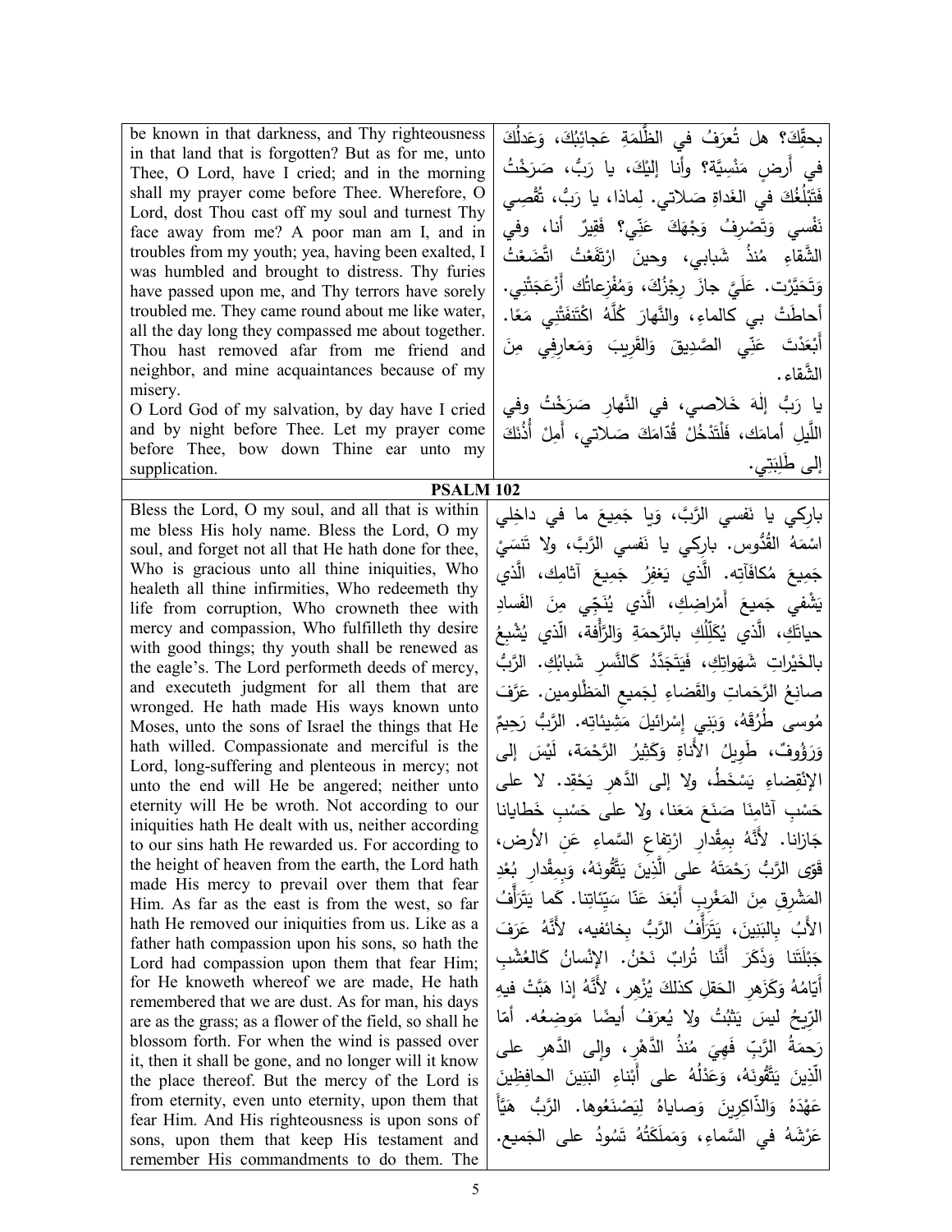| | |
|---|---|
| be known in that darkness, and Thy righteousness in that land that is forgotten? But as for me, unto Thee, O Lord, have I cried; and in the morning shall my prayer come before Thee. Wherefore, O Lord, dost Thou cast off my soul and turnest Thy face away from me? A poor man am I, and in troubles from my youth; yea, having been exalted, I was humbled and brought to distress. Thy furies have passed upon me, and Thy terrors have sorely troubled me. They came round about me like water, all the day long they compassed me about together. Thou hast removed afar from me friend and neighbor, and mine acquaintances because of my misery.<br>O Lord God of my salvation, by day have I cried and by night before Thee. Let my prayer come before Thee, bow down Thine ear unto my supplication. | بحقِّكَ؟ هل تُعرَفُ في الظُّلمَةِ عَجائِبُكَ، وَعَدلُكَ في أَرضٍ مَنْسِيَّة؟ وأنا إليْكَ، يا رَبُّ، صَرَخْتُ فَتَبْلُغُكَ في الغَداةِ صَلاتي. لِماذا، يا رَبُّ، تُقْصِي نَفْسي وَتَصْرِفُ وَجْهَكَ عَنّي؟ فَقيرٌ أنا، وفي الشَّقاءِ مُنذُ شَبابي، وحينَ ارْتَفَعْتُ اتَّضَعْتُ وَتَحَيَّرْت. عَلَيَّ جازَ رِجْزُكَ، وَمُفْزِعاتُك أَزْعَجَتْني. أحاطَتْ بي كالماءِ، والنَّهارَ كُلَّهُ اكْتَنَفَتْنِي مَعًا. أَبْعَدْتَ عَنّي الصَّدِيقَ وَالقَرِيبَ وَمَعارِفِي مِنَ الشَّقاء.<br>يا رَبُّ إلهَ خَلاصي، في النَّهارِ صَرَخْتُ وفي اللَّيلِ أمامَك، فَلْتَدْخُلْ قُدّامَكَ صَلاتي، أَمِلْ أُذُنَكَ إلى طَلِبَتِي. |
| **PSALM 102** | |
| Bless the Lord, O my soul, and all that is within me bless His holy name. Bless the Lord, O my soul, and forget not all that He hath done for thee, Who is gracious unto all thine iniquities, Who healeth all thine infirmities, Who redeemeth thy life from corruption, Who crowneth thee with mercy and compassion, Who fulfilleth thy desire with good things; thy youth shall be renewed as the eagle's. The Lord performeth deeds of mercy, and executeth judgment for all them that are wronged. He hath made His ways known unto Moses, unto the sons of Israel the things that He hath willed. Compassionate and merciful is the Lord, long-suffering and plenteous in mercy; not unto the end will He be angered; neither unto eternity will He be wroth. Not according to our iniquities hath He dealt with us, neither according to our sins hath He rewarded us. For according to the height of heaven from the earth, the Lord hath made His mercy to prevail over them that fear Him. As far as the east is from the west, so far hath He removed our iniquities from us. Like as a father hath compassion upon his sons, so hath the Lord had compassion upon them that fear Him; for He knoweth whereof we are made, He hath remembered that we are dust. As for man, his days are as the grass; as a flower of the field, so shall he blossom forth. For when the wind is passed over it, then it shall be gone, and no longer will it know the place thereof. But the mercy of the Lord is from eternity, even unto eternity, upon them that fear Him. And His righteousness is upon sons of sons, upon them that keep His testament and remember His commandments to do them. The | بارِكي يا نَفسي الرَّبَّ، وَيا جَمِيعَ ما في داخِلي اسْمَهُ القُدُّوس. بارِكي يا نَفسي الرَّبَّ، ولا تَنسَيْ جَمِيعَ مُكافَآتِه. الَّذي يَغفِرُ جَمِيعَ آثامِكِ، الَّذي يَشْفي جَمِيعَ أَمْراضِكِ، الَّذي يُنَجّي مِنَ الفَسادِ حياتَكِ، الَّذي يُكَلِّلُكِ بالرَّحمَةِ وَالرَّأْفة، الَّذي يُشْبِعُ بالخَيْراتِ شَهَواتِكِ، فَيَتَجَدَّدُ كَالنَّسرِ شَبابُكِ. الرَّبُّ صانِعُ الرَّحَماتِ والقَضاءِ لِجَميعِ المَظْلومين. عَرَّفَ مُوسى طُرُقَهُ، وَبَني إسْرائيلَ مَشِيئاتِه. الرَّبُّ رَحِيمٌ وَرَؤُوفٌ، طَوِيلُ الأَناةِ وَكَثِيرُ الرَّحْمَة، لَيْسَ إلى الإنْقِضاءِ يَسْخَطُ، ولا إلى الدَّهرِ يَحْقِد. لا على حَسْبِ آثامِنَا صَنَعَ مَعَنا، ولا على حَسْبِ خَطايانا جَازانا. لأَنَّهُ بِمِقْدارِ ارْتِفاعِ السَّماءِ عَنِ الأرض، قَوّى الرَّبُّ رَحْمَتَهُ على الَّذِينَ يَتَّقُونَهُ، وَبِمِقْدارِ بُعْدِ المَشْرِقِ مِنَ المَغْرِبِ أَبْعَدَ عَنّا سَيِّئاتِنا. كَما يَتَرَأَّفُ الأَبُ بِالبَنِينَ، يَتَرَأَّفُ الرَّبُّ بِخائفيه، لأَنَّهُ عَرَفَ جَبْلَتَنا وَذَكَرَ أَنَّنا تُرابٌ نَحْنُ. الإنْسانُ كَالعُشْبِ أَيّامُهُ وَكَزَهْرِ الحَقلِ كذلكَ يُزْهِر، لأَنَّهُ إذا هَبَّتْ فيهِ الرِّيحُ ليسَ يَثبُتُ ولا يُعرَفُ أيضًا مَوضِعُه. أمّا رَحمَةُ الرَّبِّ فَهِيَ مُنذُ الدَّهْرِ، وإلى الدَّهرِ على الَّذِينَ يَتَّقُونَهُ، وَعَدْلُهُ على أَبْناءِ البَنِينَ الحافِظِينَ عَهْدَهُ وَالذّاكِرِينَ وَصاياهُ لِيَصْنَعُوها. الرَّبُّ هَيَّأَ عَرْشَهُ في السَّماءِ، وَمَمَلَكَتُهُ تَسُودُ على الجَميع. |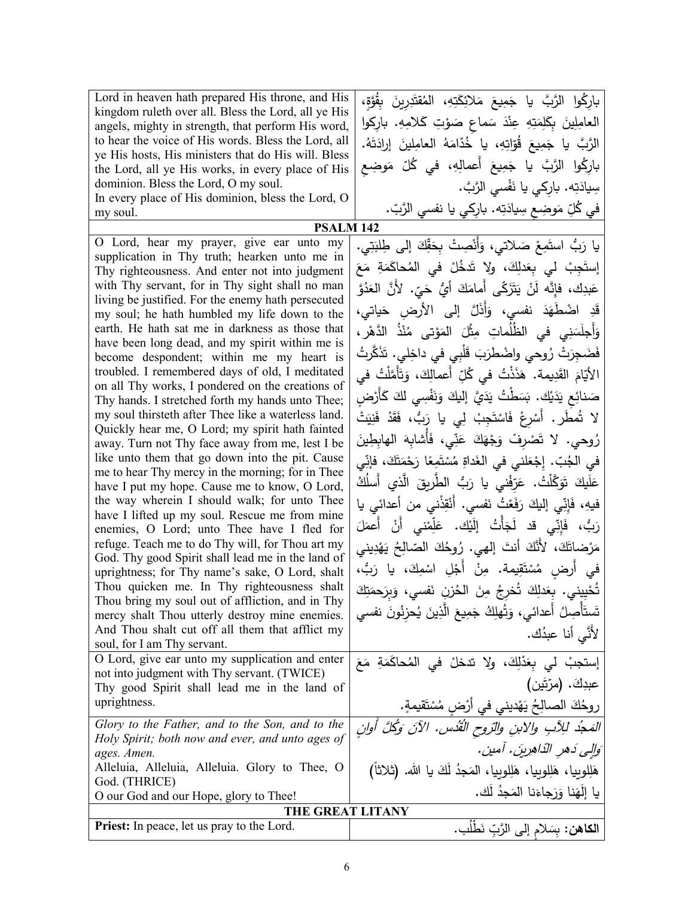| Lord in heaven hath prepared His throne, and His kingdom ruleth over all. Bless the Lord, all ye His angels, mighty in strength, that perform His word, to hear the voice of His words. Bless the Lord, all ye His hosts, His ministers that do His will. Bless the Lord, all ye His works, in every place of His dominion. Bless the Lord, O my soul. In every place of His dominion, bless the Lord, O my soul. | باركُوا الرَّبَّ يا جَمِيعَ مَلائِكَتِهِ، المُقتَدِرِينَ بِقُوَّةٍ، العامِلِينَ بِكَلِمَتِهِ عِنْدَ سَماعِ صَوْتِ كَلامِهِ. باركوا الرَّبَّ يا جَمِيعَ قُوّاتِهِ، يا خُدّامَهُ العامِلِينَ إرادَتَهُ. بارِكُوا الرَّبَّ يا جَمِيعَ أَعمالِهِ، في كُلِّ مَوضِعِ سِيادَتِه. بارِكي يا نَفْسي الرَّبَّ. في كُلِّ مَوضِعِ سِيادَتِه. بارِكي يا نفسي الرَّبّ. |
|---|---|

**PSALM 142**

| O Lord, hear my prayer, give ear unto my supplication in Thy truth; hearken unto me in Thy righteousness. And enter not into judgment with Thy servant, for in Thy sight shall no man living be justified. For the enemy hath persecuted my soul; he hath humbled my life down to the earth. He hath sat me in darkness as those that have been long dead, and my spirit within me is become despondent; within me my heart is troubled. I remembered days of old, I meditated on all Thy works, I pondered on the creations of Thy hands. I stretched forth my hands unto Thee; my soul thirsteth after Thee like a waterless land. Quickly hear me, O Lord; my spirit hath fainted away. Turn not Thy face away from me, lest I be like unto them that go down into the pit. Cause me to hear Thy mercy in the morning; for in Thee have I put my hope. Cause me to know, O Lord, the way wherein I should walk; for unto Thee have I lifted up my soul. Rescue me from mine enemies, O Lord; unto Thee have I fled for refuge. Teach me to do Thy will, for Thou art my God. Thy good Spirit shall lead me in the land of uprightness; for Thy name's sake, O Lord, shalt Thou quicken me. In Thy righteousness shalt Thou bring my soul out of affliction, and in Thy mercy shalt Thou utterly destroy mine enemies. And Thou shalt cut off all them that afflict my soul, for I am Thy servant. | يا رَبُّ استَمِعْ صَلاتي، وَأَنْصِتْ بِحَقِّكَ إلى طِلبَتِي. إستَجِبْ لي بِعَدلِكَ، ولا تَدخُلْ في المُحاكَمَةِ مَعَ عَبدِكَ، فإنَّه لَنْ يَتَزَكّى أَمامَكَ أيُّ حَيّ. لأنَّ العَدُوَّ قَدِ اضْطَهَدَ نفسي، وَأَذَلَّ إلى الأرضِ حَياتي، وَأَجلَسَنِي في الظُّلُماتِ مِثْلَ المَوْتى مُنْذُ الدَّهْر، فَضَجِرَتْ رُوحي واضْطرَبَ قَلْبِي في داخِلي. تَذَكَّرتُ الأيّامَ القَدِيمة. هَذَذْتُ في كُلِّ أَعمالِكَ، وَتَأَمَّلْتُ في صَنائِعِ يَدَيْك. بَسَطْتُ يَدَيَّ إليكَ وَنَفْسِي لكَ كَأَرْضٍ لا تُمطَر. أَسْرِعْ فَاسْتَجِبْ لِي يا رَبُّ، فَقَدْ فَنِيَتْ رُوحي. لا تَصْرِفْ وَجْهَكَ عَنِّي، فَأُشابِهَ الهابِطِينَ في الجُبّ. إِجْعَلني في الغَداةِ مُسْتَمِعًا رَحْمَتَكَ، فإنِّي عَلَيكَ تَوَكَّلْتُ. عَرِّفْني يا رَبُّ الطَّرِيقَ الَّذي أَسلُكُ فيه، فَإِنِّي إليكَ رَفَعْتُ نَفسي. أَنْقِذْني من أعدائي يا رَبُّ، فَإِنِّي قد لَجَأْتُ إِلَيْك. عَلِّمْني أَنْ أَعمَلَ مَرْضاتَكَ، لأَنَّكَ أنتَ إلهي. رُوحُكَ الصّالِحُ يَهْدِيني في أَرضٍ مُسْتَقِيمة. مِنْ أَجْلِ اسْمِكَ، يا رَبُّ، تُحْيِيني. بِعَدلِكَ تُخرِجُ مِنَ الحُزنِ نفسي، وَبِرَحمَتِكَ تَستَأْصِلُ أَعدائي، وَتُهلِكُ جَمِيعَ الَّذِينَ يُحزِنُونَ نفسي لأَنِّي أنا عبدُك. |
|---|---|
| O Lord, give ear unto my supplication and enter not into judgment with Thy servant. (TWICE) Thy good Spirit shall lead me in the land of uprightness. | إستجبْ لي بِعَدْلِكَ، ولا تدخلْ في المُحاكَمَةِ مَعَ عبدِكَ. (مرّتين) روحُكَ الصالِحُ يَهْديني في أرْضٍ مُسْتَقيمةٍ. |
| *Glory to the Father, and to the Son, and to the Holy Spirit; both now and ever, and unto ages of ages. Amen.* Alleluia, Alleluia, Alleluia. Glory to Thee, O God. (THRICE) O our God and our Hope, glory to Thee! | *المَجدُ لِلآبِ والابنِ والرّوحِ القُدُس. الآنَ وَكُلَّ أَوانٍ وَإِلى دَهرِ الدّاهرِينَ. آمين.* هَلِلوييا، هَلِلوييا، هَلِلوييا، المَجدُ لَكَ يا الله. (ثلاثاً) يا إِلَهَنا وَرَجاءَنا المَجدُ لَك. |

**THE GREAT LITANY**

| **Priest:** In peace, let us pray to the Lord. | **الكاهن:** بِسَلامٍ إلى الرَّبِّ نَطْلُب. |
|---|---|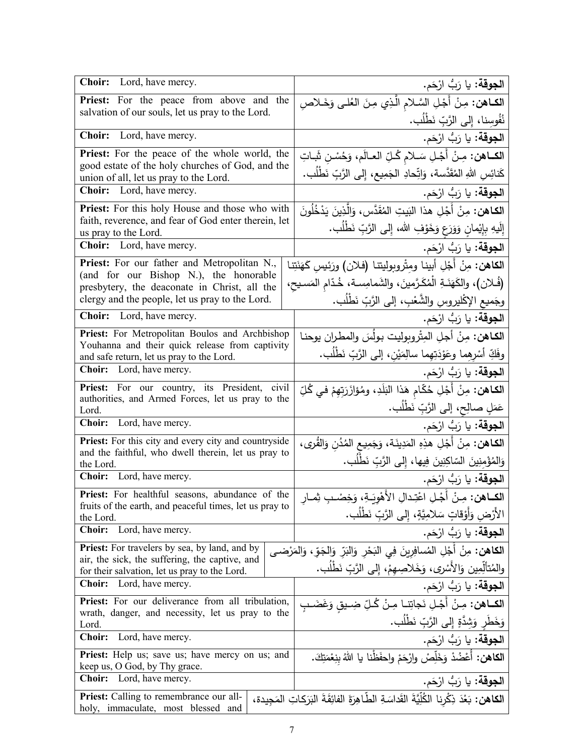| | |
|---|---|
| **Choir:** Lord, have mercy. | **الجوقة:** يا رَبُّ ارْحَم. |
| **Priest:** For the peace from above and the salvation of our souls, let us pray to the Lord. | **الكـاهن:** مِنْ أَجْلِ السَّلامِ الَّذِي مِنَ العُلى وَخَلاصِ نُفُوسِنا، إلى الرَّبِّ نَطْلُب. |
| **Choir:** Lord, have mercy. | **الجوقة:** يا رَبُّ ارْحَم. |
| **Priest:** For the peace of the whole world, the good estate of the holy churches of God, and the union of all, let us pray to the Lord. | **الكـاهن:** مِنْ أَجْلِ سَلامِ كُلِّ العالَم، وَحُسْنِ ثَباتِ كَنائِسِ اللهِ المُقَدَّسة، وَاتِّحادِ الجَمِيع، إلى الرَّبِّ نَطْلُب. |
| **Choir:** Lord, have mercy. | **الجوقة:** يا رَبُّ ارْحَم. |
| **Priest:** For this holy House and those who with faith, reverence, and fear of God enter therein, let us pray to the Lord. | **الكاهن:** مِنْ أَجْلِ هذا البَيتِ المُقَدَّس، وَالَّذِينَ يَدْخُلُونَ إِلَيهِ بِإِيْمانٍ وَوَرَعٍ وَخَوْفِ الله، إلى الرَّبِّ نَطْلُب. |
| **Choir:** Lord, have mercy. | **الجوقة:** يا رَبُّ ارْحَم. |
| **Priest:** For our father and Metropolitan N., (and for our Bishop N.), the honorable presbytery, the deaconate in Christ, all the clergy and the people, let us pray to the Lord. | **الكاهن:** مِنْ أَجْلِ أبينا ومِتْروبوليتنا (فلان) ورَئيسِ كَهَنَتِنا (فُلان)، والكَهَنَةِ الْمُكَرَّمينَ، والشمامِسة، خُدّامِ المَسيحِ، وجَميعِ الإكْليروسِ والشَّعْبِ، إلى الرَّبِّ نَطْلُب. |
| **Choir:** Lord, have mercy. | **الجوقة:** يا رَبُّ ارْحَم. |
| **Priest:** For Metropolitan Boulos and Archbishop Youhanna and their quick release from captivity and safe return, let us pray to the Lord. | **الكاهن:** مِنْ أجلِ المِتْروبوليت بولُسَ والمطران يوحنا وفَكِّ أسْرِهِما وعَوْدَتِهِما سالِمَيْنِ، إلى الرَّبِّ نَطْلُب. |
| **Choir:** Lord, have mercy. | **الجوقة:** يا رَبُّ ارْحَم. |
| **Priest:** For our country, its President, civil authorities, and Armed Forces, let us pray to the Lord. | **الكاهن:** مِنْ أَجْلِ حُكّامِ هَذا البَلَدِ، ومُؤازَرَتِهِمْ في كُلِّ عَمَلٍ صالِحٍ، إلى الرَّبِّ نَطْلُب. |
| **Choir:** Lord, have mercy. | **الجوقة:** يا رَبُّ ارْحَم. |
| **Priest:** For this city and every city and countryside and the faithful, who dwell therein, let us pray to the Lord. | **الكاهن:** مِنْ أَجْلِ هذِهِ المَدِينَة، وَجَمِيعِ المُدُنِ وَالقُرى، وَالمُؤْمِنِينَ السّاكِنِينَ فِيها، إلى الرَّبِّ نَطْلُب. |
| **Choir:** Lord, have mercy. | **الجوقة:** يا رَبُّ ارْحَم. |
| **Priest:** For healthful seasons, abundance of the fruits of the earth, and peaceful times, let us pray to the Lord. | **الكـاهن:** مِنْ أَجْلِ اعْتِدالِ الأَهْوِيَةِ، وَخِصْبِ ثِمارِ الأَرْضِ وَأَوْقاتٍ سَلامِيَّةٍ، إلى الرَّبِّ نَطْلُب. |
| **Choir:** Lord, have mercy. | **الجوقة:** يا رَبُّ ارْحَم. |
| **Priest:** For travelers by sea, by land, and by air, the sick, the suffering, the captive, and for their salvation, let us pray to the Lord. | **الكاهن:** مِنْ أَجْلِ المُسافِرِينَ فِي البَحْرِ وَالبَرِّ وَالجَوِّ، وَالمَرْضى والمُتألِّمِين وَالأَسْرى، وَخَلاصِهِمْ، إلى الرَّبِّ نَطْلُب. |
| **Choir:** Lord, have mercy. | **الجوقة:** يا رَبُّ ارْحَم. |
| **Priest:** For our deliverance from all tribulation, wrath, danger, and necessity, let us pray to the Lord. | **الكـاهن:** مِنْ أَجْلِ نَجاتِنا مِنْ كُلِّ ضِيقٍ وَغَضَبٍ وَخَطَرٍ وَشِدَّةٍ إلى الرَّبِّ نَطْلُب. |
| **Choir:** Lord, have mercy. | **الجوقة:** يا رَبُّ ارْحَم. |
| **Priest:** Help us; save us; have mercy on us; and keep us, O God, by Thy grace. | **الكاهن:** أَعْضُدْ وَخَلِّصْ وارْحَمْ واحفَظْنا يا اللهُ بِنِعْمَتِكَ. |
| **Choir:** Lord, have mercy. | **الجوقة:** يا رَبُّ ارْحَم. |
| **Priest:** Calling to remembrance our all-holy, immaculate, most blessed and | **الكاهن:** بَعْدَ ذِكْرِنا الكُلِّيَّةَ القَداسَةِ الطّاهِرَةَ الفائِقَةَ البَرَكاتِ المَجِيدة، |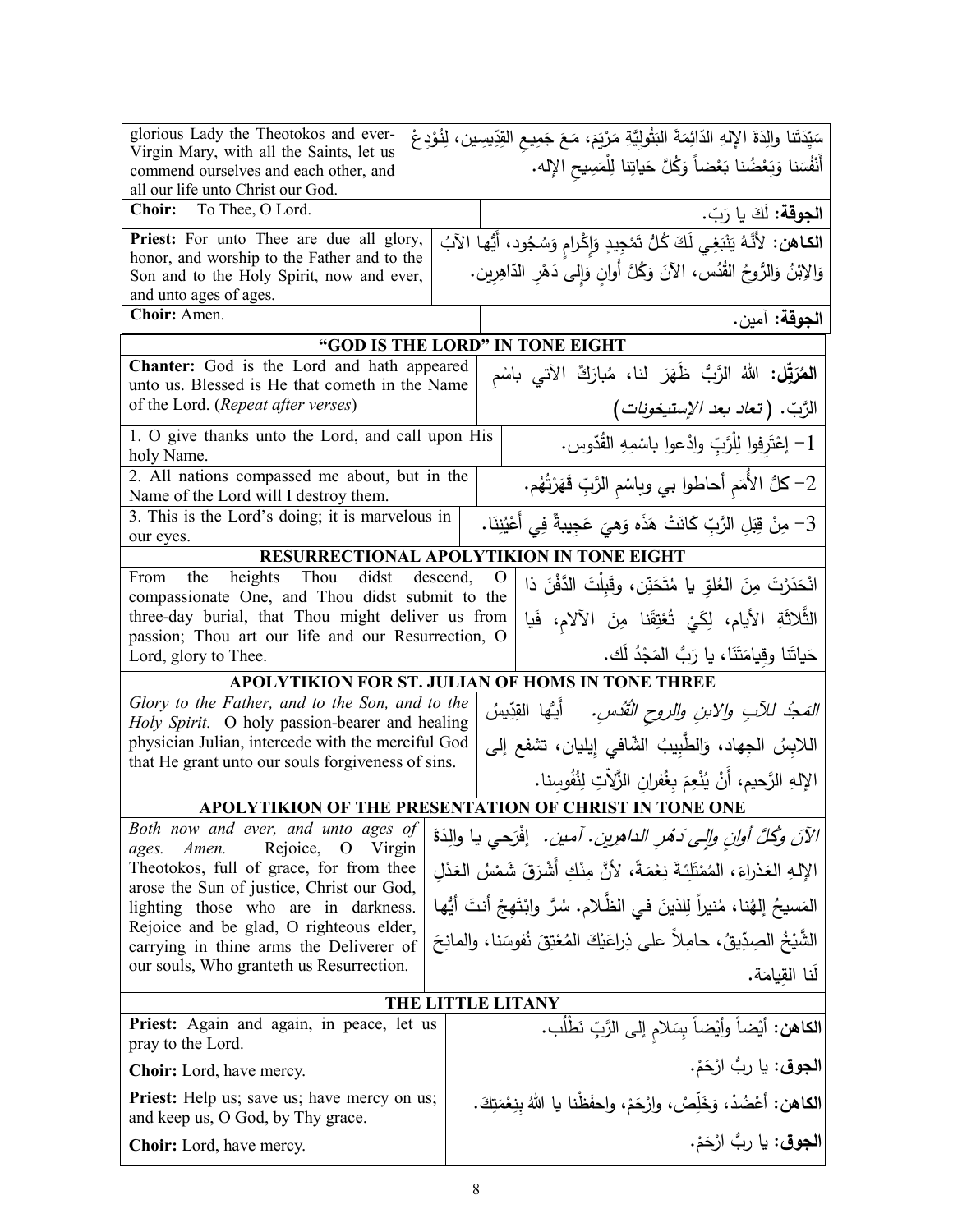| | |
|---|---|
| glorious Lady the Theotokos and ever-Virgin Mary, with all the Saints, let us commend ourselves and each other, and all our life unto Christ our God. | سَيِّدَتَنا والِدَةَ الإلهِ الدَّائِمَةَ البَتُولِيَّةِ مَرْيَمَ، مَعَ جَميعِ القدِّيسين، لِنُوْدِعْ أنْفُسَنا وَبَعْضُنا بَعْضاً وَكُلَّ حَياتِنا لِلْمَسيحِ الإله. |
| **Choir:** To Thee, O Lord. | **الجوقة:** لَكَ يا رَبّ. |
| **Priest:** For unto Thee are due all glory, honor, and worship to the Father and to the Son and to the Holy Spirit, now and ever, and unto ages of ages. | **الكاهن:** لأَنَّهُ يَنْبَغِي لَكَ كُلُّ تَمْجِيدٍ وَإِكْرامٍ وَسُجُود، أَيُّها الآبُ وَالابْنُ وَالرُّوحُ القُدُس، الآنَ وَكُلَّ أَوانٍ وَإِلى دَهْرِ الدَّاهِرِين. |
| **Choir:** Amen. | **الجوقة:** آمين. |

## "GOD IS THE LORD" IN TONE EIGHT

| | |
|---|---|
| **Chanter:** God is the Lord and hath appeared unto us. Blessed is He that cometh in the Name of the Lord. (*Repeat after verses*) | **المُرَتِّل:** اللهُ الرَّبُّ ظَهَرَ لنا، مُبارَكٌ الآتي باسْمِ الرَّبّ. (*تعاد بعد الإستيخونات*) |
| 1. O give thanks unto the Lord, and call upon His holy Name. | 1- إعْتَرِفوا لِلْرَّبِّ وادْعوا باسْمِهِ القُدّوس. |
| 2. All nations compassed me about, but in the Name of the Lord will I destroy them. | 2- كلُّ الأُمَمِ أحاطوا بي وباسْمِ الرَّبِّ قَهَرْتُهُم. |
| 3. This is the Lord's doing; it is marvelous in our eyes. | 3- مِنْ قِبَلِ الرَّبِّ كَانَتْ هَذِهِ وَهيَ عَجِيبةٌ فِي أَعْيُنِنَا. |

## RESURRECTIONAL APOLYTIKION IN TONE EIGHT

| | |
|---|---|
| From the heights Thou didst descend, O compassionate One, and Thou didst submit to the three-day burial, that Thou might deliver us from passion; Thou art our life and our Resurrection, O Lord, glory to Thee. | انْحَدَرْتَ مِنَ العُلوّ يا مُتَحَنِّن، وقَبِلْتَ الدَّفْنَ ذا الثَّلاثَةِ الأيام، لِكَيْ تُعْتِقَنا مِنَ الآلامِ، فَيا حَياتَنا وقِيامَتَنَا، يا رَبُّ المَجْدُ لَك. |

## APOLYTIKION FOR ST. JULIAN OF HOMS IN TONE THREE

| | |
|---|---|
| *Glory to the Father, and to the Son, and to the Holy Spirit.* O holy passion-bearer and healing physician Julian, intercede with the merciful God that He grant unto our souls forgiveness of sins. | *المَجْدُ للآبِ والابنِ والروحِ القُدُس.* أَيُّها القِدّيسُ اللابِسُ الجِهاد، وَالطَّبِيبُ الشّافي إيليان، تشفع إلى الإلهِ الرَّحيم، أَنْ يُنْعِمَ بِغُفرانِ الزَّلاّتِ لِنُفوسِنا. |

## APOLYTIKION OF THE PRESENTATION OF CHRIST IN TONE ONE

| | |
|---|---|
| *Both now and ever, and unto ages of ages. Amen.* Rejoice, O Virgin Theotokos, full of grace, for from thee arose the Sun of justice, Christ our God, lighting those who are in darkness. Rejoice and be glad, O righteous elder, carrying in thine arms the Deliverer of our souls, Who granteth us Resurrection. | *الآنَ وكُلَّ أوانٍ وإلى دَهْرِ الداهرين. آمين.* إفْرَحي يا والِدَةَ الإلهِ العَذراءَ، المُمْتَلِئةَ نِعْمَةً، لأنَّ مِنْكِ أَشْرَقَ شَمْسُ العَدْلِ المَسيحُ إلهُنا، مُنيراً لِلذينَ في الظَّلام. سُرَّ وابْتَهِجْ أنتَ أيُّها الشَّيْخُ الصِدّيقُ، حامِلاً على ذِراعَيْكَ المُعْتِقَ نُفوسَنا، والمانِحَ لَنا القِيامَة. |

## THE LITTLE LITANY

| | |
|---|---|
| **Priest:** Again and again, in peace, let us pray to the Lord. | **الكاهن:** أيْضاً وأيْضاً بِسَلامٍ إلى الرَّبِّ نَطْلُب. |
| **Choir:** Lord, have mercy. | **الجوق:** يا ربُّ ارْحَمْ. |
| **Priest:** Help us; save us; have mercy on us; and keep us, O God, by Thy grace. | **الكاهن:** أعْضُدْ، وَخَلِّصْ، وارْحَمْ، واحفَظْنا يا اللهُ بِنِعْمَتِكَ. |
| **Choir:** Lord, have mercy. | **الجوق:** يا ربُّ ارْحَمْ. |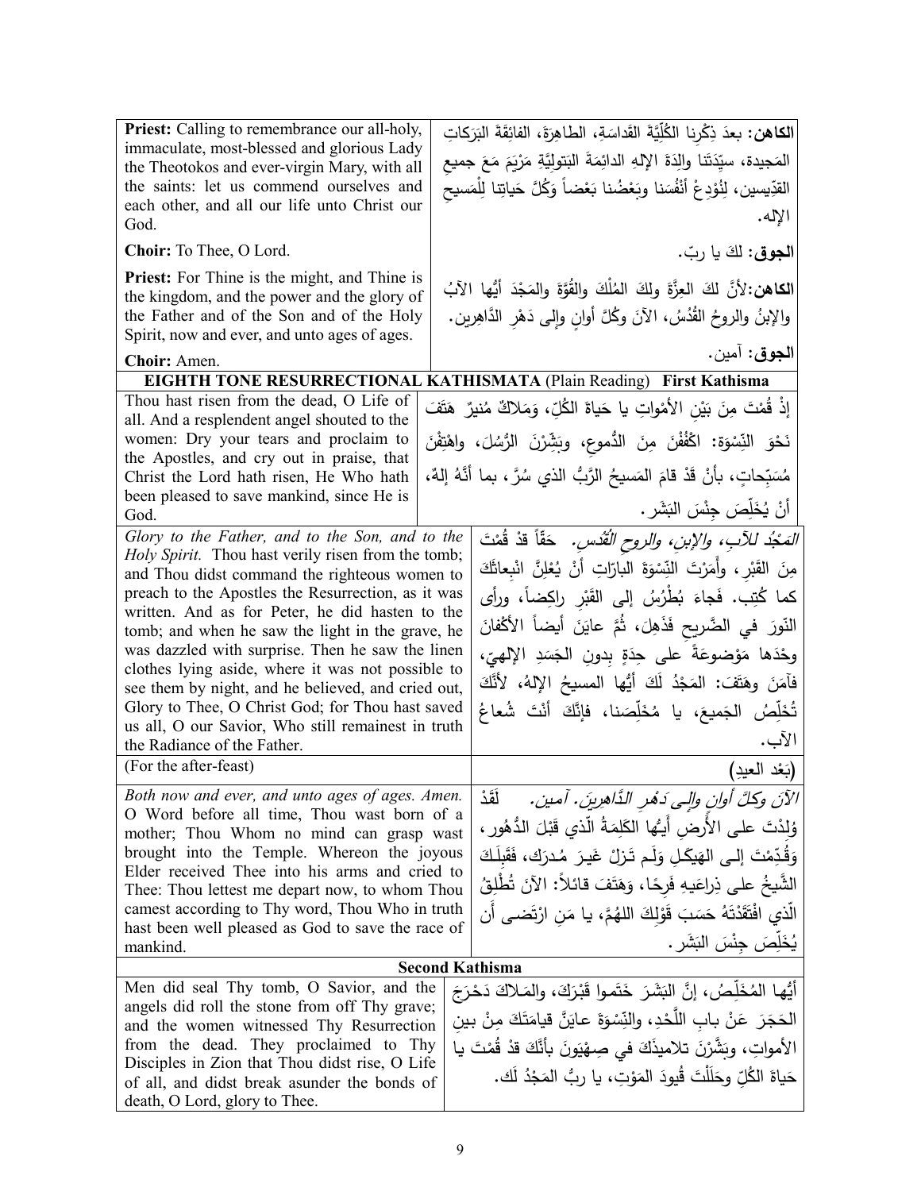| | |
|---|---|
| **Priest:** Calling to remembrance our all-holy, immaculate, most-blessed and glorious Lady the Theotokos and ever-virgin Mary, with all the saints: let us commend ourselves and each other, and all our life unto Christ our God. | **الكاهن:** بعدَ ذِكْرِنا الكُلِّيَّةَ القَداسَةِ، الطاهِرَةَ، الفائِقَةَ البَرَكاتِ المَجيدة، سيِّدَتَنا والِدَةَ الإلهِ الدائِمَةَ البَتولِيَّةِ مَرْيَمَ مَعَ جميع القدِّيسين، لِنُوْدِعْ أنْفُسَنا وبَعْضُنا بَعْضاً وَكُلَّ حَياتِنا لِلْمَسيحِ الإله. |
| **Choir:** To Thee, O Lord. | **الجوق:** لكَ يا ربّ. |
| **Priest:** For Thine is the might, and Thine is the kingdom, and the power and the glory of the Father and of the Son and of the Holy Spirit, now and ever, and unto ages of ages. | **الكاهن:** لأنَّ لكَ العِزَّةَ ولكَ المُلْكَ والقُوَّةَ والمَجْدَ أيُّها الآبُ والإبنُ والروحُ القُدُسُ، الآنَ وكُلَّ أوانٍ وإلى دَهْرِ الدَّاهِرين. |
| **Choir:** Amen. | **الجوق:** آمين. |

**EIGHTH TONE RESURRECTIONAL KATHISMATA** (Plain Reading) **First Kathisma**

| | |
|---|---|
| Thou hast risen from the dead, O Life of all. And a resplendent angel shouted to the women: Dry your tears and proclaim to the Apostles, and cry out in praise, that Christ the Lord hath risen, He Who hath been pleased to save mankind, since He is God. | إذْ قُمْتَ مِنَ بَيْنِ الأمْواتِ يا حَياةَ الكُلِّ، وَمَلاكٌ مُنيرٌ هَتَفَ نَحْوَ النِّسْوَةِ: اكْفُفْنَ مِنَ الدُّموعِ، وبَشِّرْنَ الرُّسُلَ، واهْتِفْنَ مُسَبِّحاتٍ، بأنْ قَدْ قامَ المَسيحُ الرَّبُّ الذي سُرَّ، بما أنَّهُ إلهٌ، أنْ يُخَلِّصَ جِنْسَ البَشَر. |
| *Glory to the Father, and to the Son, and to the Holy Spirit.* Thou hast verily risen from the tomb; and Thou didst command the righteous women to preach to the Apostles the Resurrection, as it was written. And as for Peter, he did hasten to the tomb; and when he saw the light in the grave, he was dazzled with surprise. Then he saw the linen clothes lying aside, where it was not possible to see them by night, and he believed, and cried out, Glory to Thee, O Christ God; for Thou hast saved us all, O our Savior, Who still remainest in truth the Radiance of the Father. | *المَجْدُ للآبِ، والإبنِ، والروحِ القُدُسِ.* حَقّاً قدْ قُمْتَ مِنَ القَبْرِ، وأَمَرْتَ النِّسْوَةَ البارّاتِ أنْ يُعْلِنَّ انْبِعاثَكَ كما كُتِب. فَجاءَ بُطْرُسُ إلى القَبْرِ راكِضاً، ورأى النّورَ في الضَّريحِ فَذَهِلَ، ثُمَّ عايَنَ أيضاً الأكْفانَ وحْدَها مَوْضوعَةً على حِدَةٍ بِدونِ الجَسَدِ الإلهِيّ، فآمَنَ وهَتَفَ: المَجْدُ لَكَ أيُّها المسيحُ الإلهُ، لأنَّكَ تُخَلِّصُ الجَميعَ، يا مُخَلِّصَنا، فإنَّكَ أنْتَ شُعاعُ الآب. |
| (For the after-feast) | (بَعْد العيدِ) |
| *Both now and ever, and unto ages of ages. Amen.* O Word before all time, Thou wast born of a mother; Thou Whom no mind can grasp wast brought into the Temple. Whereon the joyous Elder received Thee into his arms and cried to Thee: Thou lettest me depart now, to whom Thou camest according to Thy word, Thou Who in truth hast been well pleased as God to save the race of mankind. | *الآنَ وكلَّ أوانٍ وإلى دَهْرِ الدَّاهِرينَ. آمين.* لَقَدْ وُلِدْتَ على الأَرضِ أَيُّها الكَلِمَةُ الّذي قَبْلَ الدُّهور، وَقُدِّمْتَ إلى الهَيكَلِ وَلَم تَزَلْ غَيرَ مُدرَك، فَقَبِلَكَ الشَّيخُ على ذِراعَيهِ فَرِحًا، وَهَتَفَ قائلاً: الآنَ تُطْلِقُ الّذي افْتَقَدْتَهُ حَسَبَ قَوْلِكَ اللهُمَّ، يا مَنِ ارْتَضى أَن يُخَلِّصَ جِنْسَ البَشَر. |

**Second Kathisma**

| | |
|---|---|
| Men did seal Thy tomb, O Savior, and the angels did roll the stone from off Thy grave; and the women witnessed Thy Resurrection from the dead. They proclaimed to Thy Disciples in Zion that Thou didst rise, O Life of all, and didst break asunder the bonds of death, O Lord, glory to Thee. | أيُّها المُخَلِّصُ، إنَّ البَشَرَ خَتَموا قَبْرَكَ، والمَلاكَ دَحْرَجَ الحَجَرَ عَنْ بابِ اللَّحْدِ، والنِّسْوَةَ عايَنَّ قِيامَتَكَ مِنْ بينِ الأمواتِ، وبَشَّرْنَ تلاميذَكَ في صِهْيَونَ بأنَّكَ قدْ قُمْتَ يا حَياةَ الكُلِّ وحَلَلْتَ قُيودَ المَوْتِ، يا ربُّ المَجْدُ لَك. |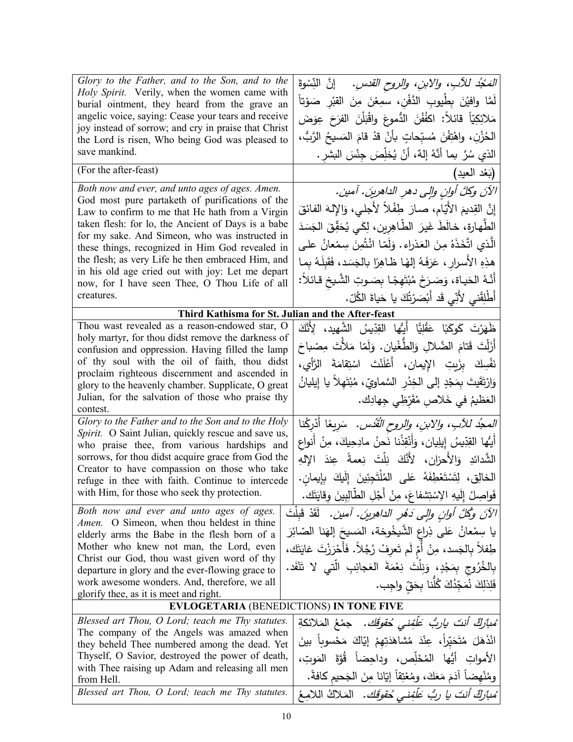| | |
|---|---|
| *Glory to the Father, and to the Son, and to the Holy Spirit.* Verily, when the women came with burial ointment, they heard from the grave an angelic voice, saying: Cease your tears and receive joy instead of sorrow; and cry in praise that Christ the Lord is risen, Who being God was pleased to save mankind. | *المَجْدُ للآبِ، والابنِ، والروحِ القدسِ.* إنَّ النِّسْوةَ لَمَّا وافيْنَ بِطُيوبِ الدَّفْنِ، سمِعْنَ مِنَ القبْرِ صَوْتاً مَلائِكيّاً قائلاً: اكفُفْنَ الدُّموعَ واقْبَلْنَ الفرَحَ عِوَضَ الحُزْنِ، واهْتِفْنَ مُسبِّحاتٍ بأنْ قدْ قامَ المَسيحُ الرَّبُّ، الذي سُرَّ بما أنَّهُ إلهٌ، أنْ يُخلِّصَ جِنْسَ البشرِ. |
| (For the after-feast) | (بَعْد العيدِ) |
| *Both now and ever, and unto ages of ages. Amen.* God most pure partaketh of purifications of the Law to confirm to me that He hath from a Virgin taken flesh: for lo, the Ancient of Days is a babe for my sake. And Simeon, who was instructed in these things, recognized in Him God revealed in the flesh; as very Life he then embraced Him, and in his old age cried out with joy: Let me depart now, for I have seen Thee, O Thou Life of all creatures. | *الآنَ وكلَّ أوانٍ وإلى دهرِ الداهرينَ. آمين.* إنَّ القديمَ الأيَّامِ، صارَ طِفْلاً لأجلي، وَالإلهَ الفائقَ الطَّهارةِ، خالَطَ غيرَ الطّاهِرين، لِكَي يُحَقِّقَ الجَسَدَ الَّذي اتَّخَذَهُ مِنَ العَذراءِ. وَلَمّا اؤْتُمِنَ سِمْعانُ على هذِهِ الأَسرارِ، عَرَفَهُ إلهًا ظاهِرًا بالجَسَد، فَقَبِلَهُ بما أَنَّهُ الحَياة، وَصَرَخَ مُبْتَهِجًا بِصَوتِ الشَّيخِ قائلاً: أَطْلِقْني لأنّي قَد أَبْصَرْتُكَ يا حَياةَ الكُلّ. |
| **Third Kathisma for St. Julian and the After-feast** | |
| Thou wast revealed as a reason-endowed star, O holy martyr, for thou didst remove the darkness of confusion and oppression. Having filled the lamp of thy soul with the oil of faith, thou didst proclaim righteous discernment and ascended in glory to the heavenly chamber. Supplicate, O great Julian, for the salvation of those who praise thy contest. | ظَهَرْتَ كَوكَبًا عَقْلِيًّا أَيُّها القِدّيسُ الشَّهيد، لِأَنَّكَ أَزَلْتَ قَتامَ الضَّلالِ وَالطُّغْيان. وَلَمّا مَلأْتَ مِصْباحَ نَفْسِكَ بِزَيتِ الإيمان، أَعْلَنْتَ اسْتِقامَةَ الرَّأي، وَارْتَقَيتَ بِمَجْدٍ إلى الخِدْرِ السَّماويّ، مُبْتَهِلاً يا إيليانُ العَظيمُ في خَلاصِ مُقَرِّظِي جِهادِك. |
| *Glory to the Father and to the Son and to the Holy Spirit.* O Saint Julian, quickly rescue and save us, who praise thee, from various hardships and sorrows, for thou didst acquire grace from God the Creator to have compassion on those who take refuge in thee with faith. Continue to intercede with Him, for those who seek thy protection. | *المجدُ للآبِ، والابنِ، والروحِ القُدُس.* سَريعًا أَدْرِكْنا أَيُّها القِدّيسُ إيليان، وَأَنْقِذْنا نَحنُ مادِحيكَ، مِنْ أَنواعِ الشَّدائدِ وَالأَحزان، لأَنَّكَ نِلْتَ نِعمةً عِندَ الإلهِ الخالِقِ، لِتَسْتَعْطِفَهُ عَلى المُلْتَجِئينَ إلَيكَ بِإيمانٍ. فَواصِلْ إلَيهِ الاِسْتِشفاعَ، مِنْ أَجْلِ الطّالِبينَ وِقايَتَك. |
| *Both now and ever and unto ages of ages. Amen.* O Simeon, when thou heldest in thine elderly arms the Babe in the flesh born of a Mother who knew not man, the Lord, even Christ our God, thou wast given word of thy departure in glory and the ever-flowing grace to work awesome wonders. And, therefore, we all glorify thee, as it is meet and right. | *الآنَ وكُلَّ أوانٍ وإلى دَهْرِ الداهِرينَ. آمين.* لَقَدْ قَبِلْتَ يا سِمْعانُ عَلى ذِراعِ الشَّيخُوخة، المَسيحَ إلهَنا الصّائِرَ طِفلاً بالجَسد، مِنْ أُمٍّ لَم تَعرِفْ رُجُلاً. فَأَحْرَزْتَ غايَتَك، بِالخُروجِ بِمَجْدٍ، وَنِلْتَ نِعْمَةَ العَجائِبِ الّتي لا تَنْفَد. فَلِذلِكَ نُمَجِّدُكَ كُلُّنا بِحَقٍّ واجِب. |
| **EVLOGETARIA** (BENEDICTIONS) **IN TONE FIVE** | |
| *Blessed art Thou, O Lord; teach me Thy statutes.* The company of the Angels was amazed when they beheld Thee numbered among the dead. Yet Thyself, O Savior, destroyed the power of death, with Thee raising up Adam and releasing all men from Hell. | *مُبارَكٌ أنتَ ياربُّ عَلِّمْني حُقوقَك.* جمْعُ المَلائكةِ انْذَهَلَ مُتَحَيِّراً، عِنْدَ مُشاهَدَتِهِمْ إيّاكَ مَحْسوباً بينَ الأمواتِ أيُّها المُخَلِّص، وداحِضاً قُوَّةَ المَوتِ، ومُنْهِضاً آدَمَ مَعَكَ، ومُعْتِقاً إيّانا مِنَ الجَحيمِ كافةً. |
| *Blessed art Thou, O Lord; teach me Thy statutes.* | *مُبارَكٌ أنتَ يا ربُّ عَلِّمْني حُقوقَك.* المَلاكُ اللامِعُ |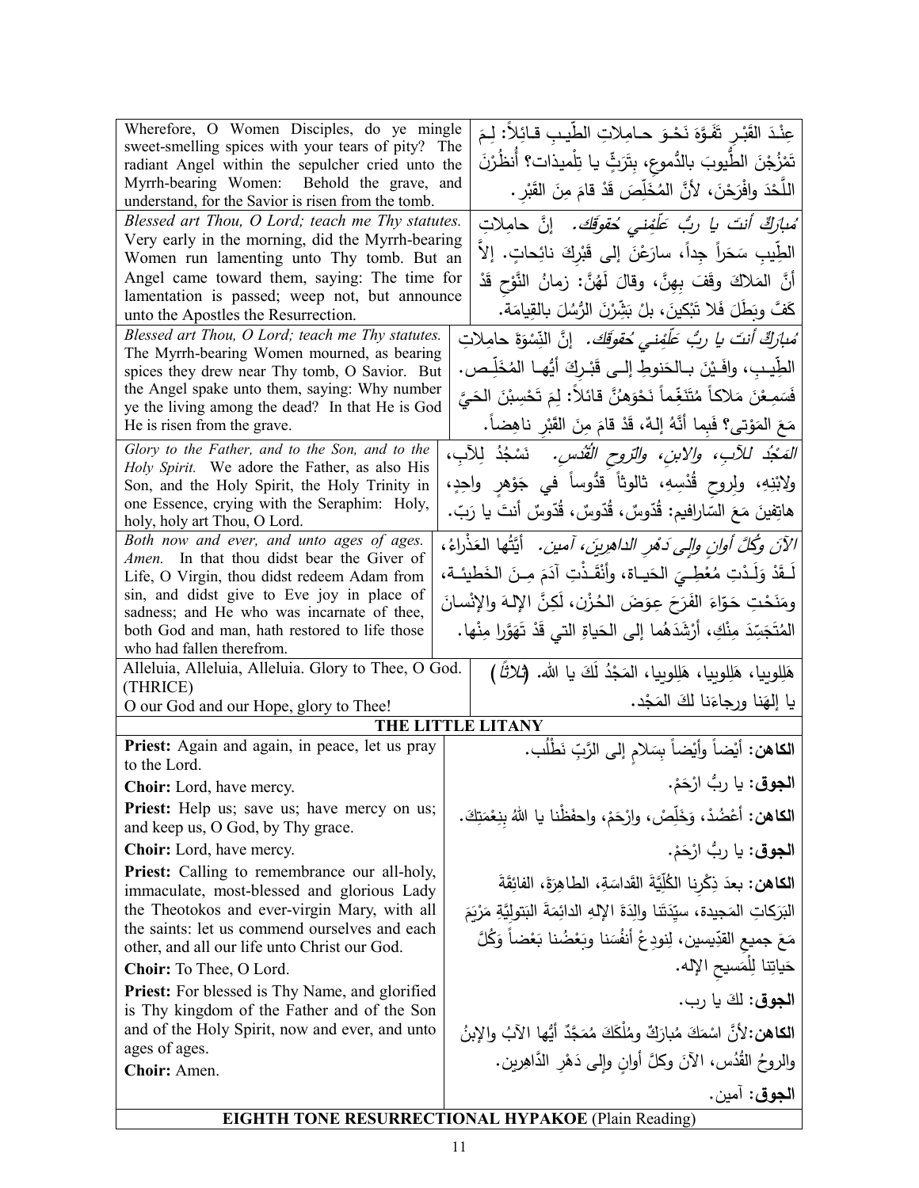| | |
|---|---|
| Wherefore, O Women Disciples, do ye mingle sweet-smelling spices with your tears of pity? The radiant Angel within the sepulcher cried unto the Myrrh-bearing Women: Behold the grave, and understand, for the Savior is risen from the tomb. | عِنْدَ القَبْرِ تَفَوَّهَ نَحْوَ حامِلاتِ الطِّيبِ قائِلاً: لِمَ تَمْزُجْنَ الطُّيوبَ بالدُّموعِ، بِتَرَثٍّ يا تِلْميذات؟ أُنظُرْنَ اللَّحْدَ وافْرَحْنَ، لأنَّ المُخَلِّصَ قَدْ قامَ مِنَ القَبْرِ. |
| *Blessed art Thou, O Lord; teach me Thy statutes.* Very early in the morning, did the Myrrh-bearing Women run lamenting unto Thy tomb. But an Angel came toward them, saying: The time for lamentation is passed; weep not, but announce unto the Apostles the Resurrection. | *مُبارَكٌ أنتَ يا ربُّ عَلِّمْني حُقوقَك.* إنَّ حامِلاتِ الطِّيبِ سَحَراً جِداً، سارَعْنَ إلى قَبْرِكَ نائِحاتٍ. إلاّ أنَّ المَلاكَ وقَفَ بِهِنَّ، وقالَ لَهُنَّ: زمانُ النَّوْحِ قَدْ كَفَّ وبَطَلَ فَلا تَبْكِينَ، بلْ بَشِّرْنَ الرُّسُلَ بالقِيامَة. |
| *Blessed art Thou, O Lord; teach me Thy statutes.* The Myrrh-bearing Women mourned, as bearing spices they drew near Thy tomb, O Savior. But the Angel spake unto them, saying: Why number ye the living among the dead? In that He is God He is risen from the grave. | *مُبارَكٌ أنتَ يا ربُّ عَلِّمْني حُقوقَك.* إنَّ النِّسْوَةَ حامِلاتِ الطِّيبِ، وافَيْنَ بالحَنوطِ إلى قَبْرِكَ أيُّها المُخَلِّص. فَسَمِعْنَ مَلاكاً مُتَنَغِّماً نَحْوَهُنَّ قائلاً: لِمَ تَحْسِبْنَ الحَيَّ مَعَ المَوْتى؟ فَبِما أنَّهُ إلهٌ، قَدْ قامَ مِنَ القَبْرِ ناهِضاً. |
| *Glory to the Father, and to the Son, and to the Holy Spirit.* We adore the Father, as also His Son, and the Holy Spirit, the Holy Trinity in one Essence, crying with the Seraphim: Holy, holy, holy art Thou, O Lord. | *المَجْدُ للآبِ، والابنِ، والرّوحِ القُدُس.* نَسْجُدُ لِلآبِ، ولابْنِهِ، ولِروحِ قُدْسِهِ، ثالوثاً قدُّوساً في جَوْهرٍ واحِدٍ، هاتِفينَ مَعَ السّارافيم: قُدّوسٌ، قُدّوسٌ، قُدّوسٌ أنتَ يا رَبّ. |
| *Both now and ever, and unto ages of ages. Amen.* In that thou didst bear the Giver of Life, O Virgin, thou didst redeem Adam from sin, and didst give to Eve joy in place of sadness; and He who was incarnate of thee, both God and man, hath restored to life those who had fallen therefrom. | *الآنَ وكُلَّ أوانٍ وإلى دَهْرِ الداهرينَ، آمين.* أيَّتُها العَذْراءُ، لَقَدْ وَلَدْتِ مُعْطِيَ الحَياة، وأنْقَذْتِ آدَمَ مِنَ الخَطيئَة، ومَنَحْتِ حَوّاءَ الفَرَحَ عِوَضَ الحُزْن، لَكِنَّ الإلهَ والإنْسانَ المُتَجَسِّدَ مِنْكِ، أرْشَدَهُما إلى الحَياةِ التي قَدْ تَهَوَّرا مِنْها. |
| Alleluia, Alleluia, Alleluia. Glory to Thee, O God. (THRICE) O our God and our Hope, glory to Thee! | هَلِلوييا، هَلِلوييا، هَلِلوييا، المَجْدُ لَكَ يا الله. (ثلاثاً) يا إلهَنا ورجاءَنا لكَ المَجْد. |

## THE LITTLE LITANY

| | |
|---|---|
| **Priest:** Again and again, in peace, let us pray to the Lord. | **الكاهن:** أيْضاً وأيْضاً بِسَلامٍ إلى الرَّبِّ نَطْلُب. |
| **Choir:** Lord, have mercy. | **الجوق:** يا ربُّ ارْحَمْ. |
| **Priest:** Help us; save us; have mercy on us; and keep us, O God, by Thy grace. | **الكاهن:** أعْضُدْ، وَخَلِّصْ، وارْحَمْ، واحفَظْنا يا اللهُ بِنِعْمَتِكَ. |
| **Choir:** Lord, have mercy. | **الجوق:** يا ربُّ ارْحَمْ. |
| **Priest:** Calling to remembrance our all-holy, immaculate, most-blessed and glorious Lady the Theotokos and ever-virgin Mary, with all the saints: let us commend ourselves and each other, and all our life unto Christ our God. | **الكاهن:** بعدَ ذِكْرِنا الكُلِّيَّةَ القَداسَةِ، الطاهِرَةَ، الفائِقَةَ البَرَكاتِ المَجيدة، سيِّدَتَنا والِدَةَ الإلهِ الدائِمَةَ البَتوليَّةِ مَرْيَمَ مَعَ جميعِ القدّيسين، لِنودِعْ أنفُسَنا وبَعْضُنا بَعْضاً وَكُلَّ حَياتِنا لِلْمَسيحِ الإله. |
| **Choir:** To Thee, O Lord. | **الجوق:** لكَ يا رب. |
| **Priest:** For blessed is Thy Name, and glorified is Thy kingdom of the Father and of the Son and of the Holy Spirit, now and ever, and unto ages of ages. | **الكاهن:** لأنَّ اسْمَكَ مُبارَكٌ ومُلْكَكَ مُمَجَّدٌ أيُّها الآبُ والإبنُ والروحُ القُدُس، الآنَ وكلَّ أوانٍ وإلى دَهْرِ الدّاهِرين. |
| **Choir:** Amen. | **الجوق:** آمين. |

## EIGHTH TONE RESURRECTIONAL HYPAKOE (Plain Reading)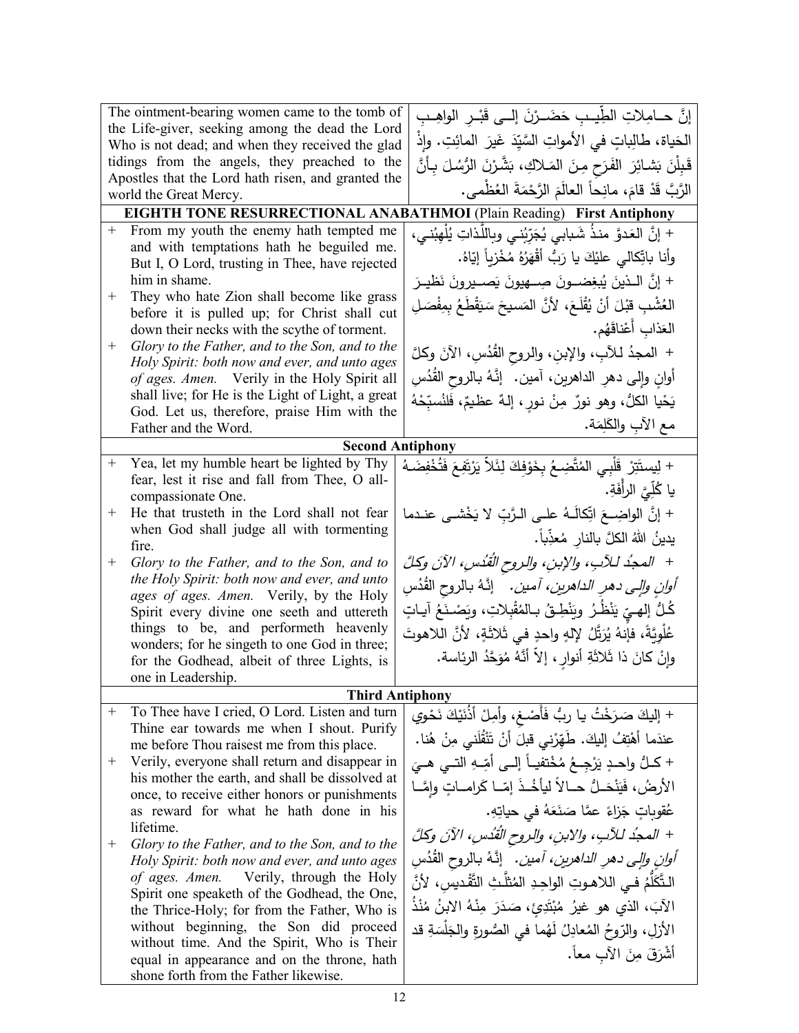| The ointment-bearing women came to the tomb of the Life-giver, seeking among the dead the Lord Who is not dead; and when they received the glad tidings from the angels, they preached to the Apostles that the Lord hath risen, and granted the world the Great Mercy. | إنَّ حـامِلاتِ الطِّيـبِ حَضَـرْنَ إلـى قَبْـرِ الواهِـبِ الحَياة، طالِباتٍ في الأمواتِ السَّيِّدَ غَيرَ المائِتِ. وإذْ قَبِلْنَ بَشائِرَ الفَرَحِ مِنَ المَلاكِ، بَشَّرْنَ الرُّسُلَ بِأنَّ الرَّبَّ قَدْ قامَ، مانِحاً العالَمَ الرَّحْمَةَ العُظْمى. |
|---|---|
| **EIGHTH TONE RESURRECTIONAL ANABATHMOI** (Plain Reading) **First Antiphony** | |
| + From my youth the enemy hath tempted me and with temptations hath he beguiled me. But I, O Lord, trusting in Thee, have rejected him in shame. | + إنَّ العَدوَّ منذُ شَبابي يُجَرِّبُني وباللَّذاتِ يُلْهِبُني، وأنا باتِّكالي عليْكَ يا رَبُّ أقْهَرُهُ مُخْزِياً إيّاهُ. |
| + They who hate Zion shall become like grass before it is pulled up; for Christ shall cut down their necks with the scythe of torment. | + إنَّ الـذينَ يُبغِضـونَ صِـهيونَ يَصـيرونَ نَظيـرَ العُشْبِ قبْلَ أنْ يُقْلَعَ، لأنَّ المَسيحَ سَيَقْطَعُ بِمِفْصَلِ العَذابِ أعْناقَهُم. |
| + *Glory to the Father, and to the Son, and to the Holy Spirit: both now and ever, and unto ages of ages. Amen.* Verily in the Holy Spirit all shall live; for He is the Light of Light, a great God. Let us, therefore, praise Him with the Father and the Word. | + المجدُ لـلآبِ، والإبنِ، والروحِ القُدُسِ، الآنَ وكلَّ أوانٍ وإلى دهرِ الداهرين، آمين. إنَّهُ بالروحِ القُدُسِ يَحْيا الكلُّ، وهو نورٌ مِنْ نورٍ، إلهٌ عظيمٌ، فَلْنُسبِّحْهُ مع الآبِ والكَلِمَة. |
| **Second Antiphony** | |
| + Yea, let my humble heart be lighted by Thy fear, lest it rise and fall from Thee, O all-compassionate One. | + لِيستَتِرْ قَلْبِي المُتَّضِعُ بِخَوْفِكَ لِئَلاّ يَرْتَفِعَ فَتُخْفِضَهُ يا كُلِّيَّ الرأْفَةِ. |
| + He that trusteth in the Lord shall not fear when God shall judge all with tormenting fire. | + إنَّ الواضِـعَ اتِّكالَـهُ علـى الـرَّبِّ لا يَخْشـى عنـدما يدينُ اللهُ الكلَّ بالنارِ مُعذِّباً. |
| + *Glory to the Father, and to the Son, and to the Holy Spirit: both now and ever, and unto ages of ages. Amen.* Verily, by the Holy Spirit every divine one seeth and uttereth things to be, and performeth heavenly wonders; for he singeth to one God in three; for the Godhead, albeit of three Lights, is one in Leadership. | + *المجدُ لـلآبِ، والإبنِ، والروحِ القُدُسِ، الآنَ وكلَّ أوانٍ وإلى دهرِ الداهرين، آمين.* إنَّهُ بالروحِ القُدُسِ كُـلُّ إلهـيّ يَنْظُـرُ ويَنْطِـقُ بـالمُقْبِلاتِ، ويَصْـنَعُ آيـاتٍ عُلْوِيَّةً، فإنهُ يُرَتِّلُ لإلهٍ واحدٍ في ثَلاثةٍ، لأنَّ اللاهوتَ وإنْ كانَ ذا ثَلاثَةِ أنوارٍ، إلاّ أنَّهُ مُوَحَّدُ الرئاسة. |
| **Third Antiphony** | |
| + To Thee have I cried, O Lord. Listen and turn Thine ear towards me when I shout. Purify me before Thou raisest me from this place. | + إليكَ صَرَخْتُ يا ربُّ فأَصْغِ، وأمِلْ أُذُنَيْكَ نَحْوي عندما أهْتِفُ إليكَ. طَهِّرْني قبلَ أنْ تَنْقُلَني مِنْ هُنا. |
| + Verily, everyone shall return and disappear in his mother the earth, and shall be dissolved at once, to receive either honors or punishments as reward for what he hath done in his lifetime. | + كـلُّ واحـدٍ يَرْجِـعُ مُخْتفيـاً إلـى أمِّـهِ التـي هـيَ الأرضُ، فَيَنْحَـلُّ حـالاً ليأخُـذَ إمّـا كَرامـاتٍ وإمَّـا عُقوباتٍ جَزاءً عمَّا صَنَعَهُ في حياتِه. |
| + *Glory to the Father, and to the Son, and to the Holy Spirit: both now and ever, and unto ages of ages. Amen.* Verily, through the Holy Spirit one speaketh of the Godhead, the One, the Thrice-Holy; for from the Father, Who is without beginning, the Son did proceed without time. And the Spirit, Who is Their equal in appearance and on the throne, hath shone forth from the Father likewise. | + *المجدُ لـلآبِ، والابنِ، والروحِ القُدُسِ، الآنَ وكلَّ أوانٍ وإلى دهرِ الداهرين، آمين.* إنَّهُ بالروحِ القُدُسِ الـتَّكَلُّمُ فـي اللاهـوتِ الواحِدِ المُثلَّثِ التَّقْديسِ، لأنَّ الآبَ، الذي هو غيرُ مُبْتَدِئٍ، صَدَرَ مِنْهُ الابنُ مُنْذُ الأزلِ، والرّوحُ المُعادِلُ لَهُما في الصُّورةِ والجَلْسَةِ قد أشْرَقَ مِنَ الآبِ معاً. |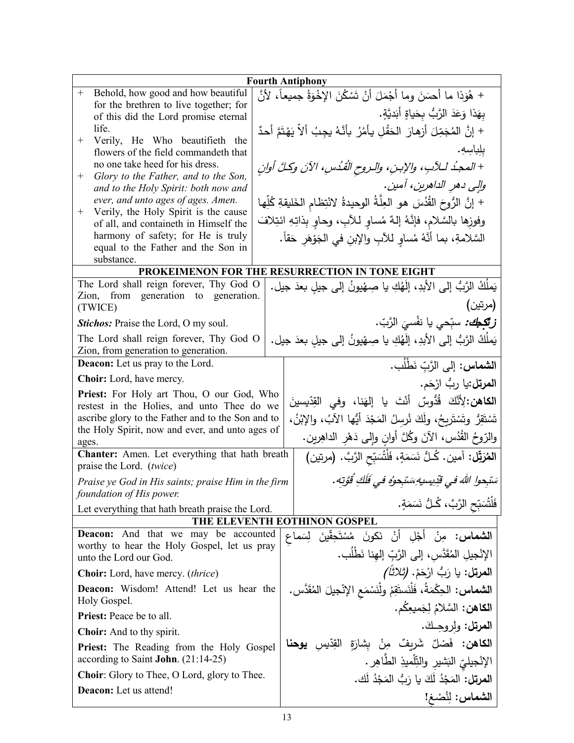| **Fourth Antiphony** | |
|---|---|
| + Behold, how good and how beautiful for the brethren to live together; for of this did the Lord promise eternal life.<br>+ Verily, He Who beautifieth the flowers of the field commandeth that no one take heed for his dress.<br>+ *Glory to the Father, and to the Son, and to the Holy Spirit: both now and ever, and unto ages of ages. Amen.*<br>+ Verily, the Holy Spirit is the cause of all, and containeth in Himself the harmony of safety; for He is truly equal to the Father and the Son in substance. | + هُوَذا ما أحسَنَ وما أجْمَلَ أنْ تَسْكُنَ الإخْوَةُ جميعاً، لأنَّ بِهَذا وَعَدَ الرَّبُّ بِحَياةٍ أبَديَّةٍ.<br>+ إنَّ المُجَمِّلَ أزهارَ الحَقْلِ يأمُرُ بأنَّهُ يجِبُ ألاّ يَهْتَمَّ أحدٌ بلِباسِهِ.<br>+ *المجدُ للآبِ، والإبنِ، والروحِ القُدُسِ، الآنَ وكلَّ أوانٍ وإلى دهرِ الداهرين، آمين.*<br>+ إنَّ الرُّوحَ القُدُسَ هو العِلَّةُ الوحيدةُ لانْتِظامِ الخَليقةِ كُلِّها وفوزِها بالسَّلامِ، فإنَّهُ إلهٌ مُساوٍ للآبِ، وحاوٍ بِذاتِهِ ائتِلافَ السَّلامةِ، بما أنَّهُ مُساوٍ للآبِ والإبنِ في الجَوْهَرِ حَقاً. |
| **PROKEIMENON FOR THE RESURRECTION IN TONE EIGHT** | |
| The Lord shall reign forever, Thy God O Zion, from generation to generation. (TWICE) | يَملُكُ الرَّبُّ إلى الأبدِ، إلَهُكِ يا صِهْيونُ إلى جيلٍ بعدَ جيل. (مرتين) |
| ***Stichos:*** Praise the Lord, O my soul. | ***ستيخن:*** سبِّحي يا نفْسيَ الرَّبّ. |
| The Lord shall reign forever, Thy God O Zion, from generation to generation. | يَملُكُ الرَّبُّ إلى الأبدِ، إلَهُكِ يا صِهْيونُ إلى جيلٍ بعدَ جيل. |
| **Deacon:** Let us pray to the Lord. | **الشماس:** إلى الرَّبِّ نَطْلُب. |
| **Choir:** Lord, have mercy. | **المرتل:**يا ربُّ ارْحَم. |
| **Priest:** For Holy art Thou, O our God, Who restest in the Holies, and unto Thee do we ascribe glory to the Father and to the Son and to the Holy Spirit, now and ever, and unto ages of ages. | **الكاهن:**لأَنَّكَ قُدُوسٌ أنْتَ يا إلهَنا، وفي القِدّيسينَ تَسْتَقِرُّ وتَسْتَريحُ، ولَكَ نُرسِلُ المَجْدَ أيُّها الآبُ، والإبْنُ، والرّوحُ القُدُس، الآنَ وكُلَّ أوانٍ وإلى دَهْرِ الداهِرين. |
| **Chanter:** Amen. Let everything that hath breath praise the Lord. (*twice*) | **المُرَتِّل:** آمين. كُـلُّ نَسَمَةٍ، فَلْتُسَبِّحِ الرَّبَّ. (مرتين) |
| *Praise ye God in His saints; praise Him in the firm foundation of His power.* | *سَبِّحوا اللهَ في قِدِّيسيهِ،سَبِّحوهُ في فَلَكِ قُوَّتِه.* |
| Let everything that hath breath praise the Lord. | فَلْتُسَبِّحِ الرَّبَّ، كُـلُّ نَسَمَةٍ. |
| **THE ELEVENTH EOTHINON GOSPEL** | |
| **Deacon:** And that we may be accounted worthy to hear the Holy Gospel, let us pray unto the Lord our God. | **الشماس:** مِنْ أجْلِ أنْ نَكونَ مُسْتَحِقّينَ لِسَماعِ الإنْجيلِ المُقَدَّسِ، إلى الرَّبِّ إلهِنا نَطْلُب. |
| **Choir:** Lord, have mercy. (*thrice*) | **المرتل:** يا رَبُّ ارْحَمْ. *(ثلاثاً)* |
| **Deacon:** Wisdom! Attend! Let us hear the Holy Gospel. | **الشماس:** الحِكْمَةُ، فَلْنَستَقِمْ ولْنَسْمَعِ الإنْجيلَ المُقَدَّس. |
| **Priest:** Peace be to all. | **الكاهن:** السَّلامُ لِجَميعِكُم. |
| **Choir:** And to thy spirit. | **المرتل:** ولروحِـكَ. |
| **Priest:** The Reading from the Holy Gospel according to Saint **John**. (21:14-25) | **الكاهن:** فَصْلٌ شَريفٌ مِنْ بِشارَةِ القِدّيسِ **يوحنا** الإنْجيليّ البَشيرِ والتِّلْميذِ الطَّاهِر. |
| **Choir**: Glory to Thee, O Lord, glory to Thee. | **المرتل:** المَجْدُ لَكَ يا رَبُّ المَجْدُ لَك. |
| **Deacon:** Let us attend! | **الشماس:** لِنُصْغِ! |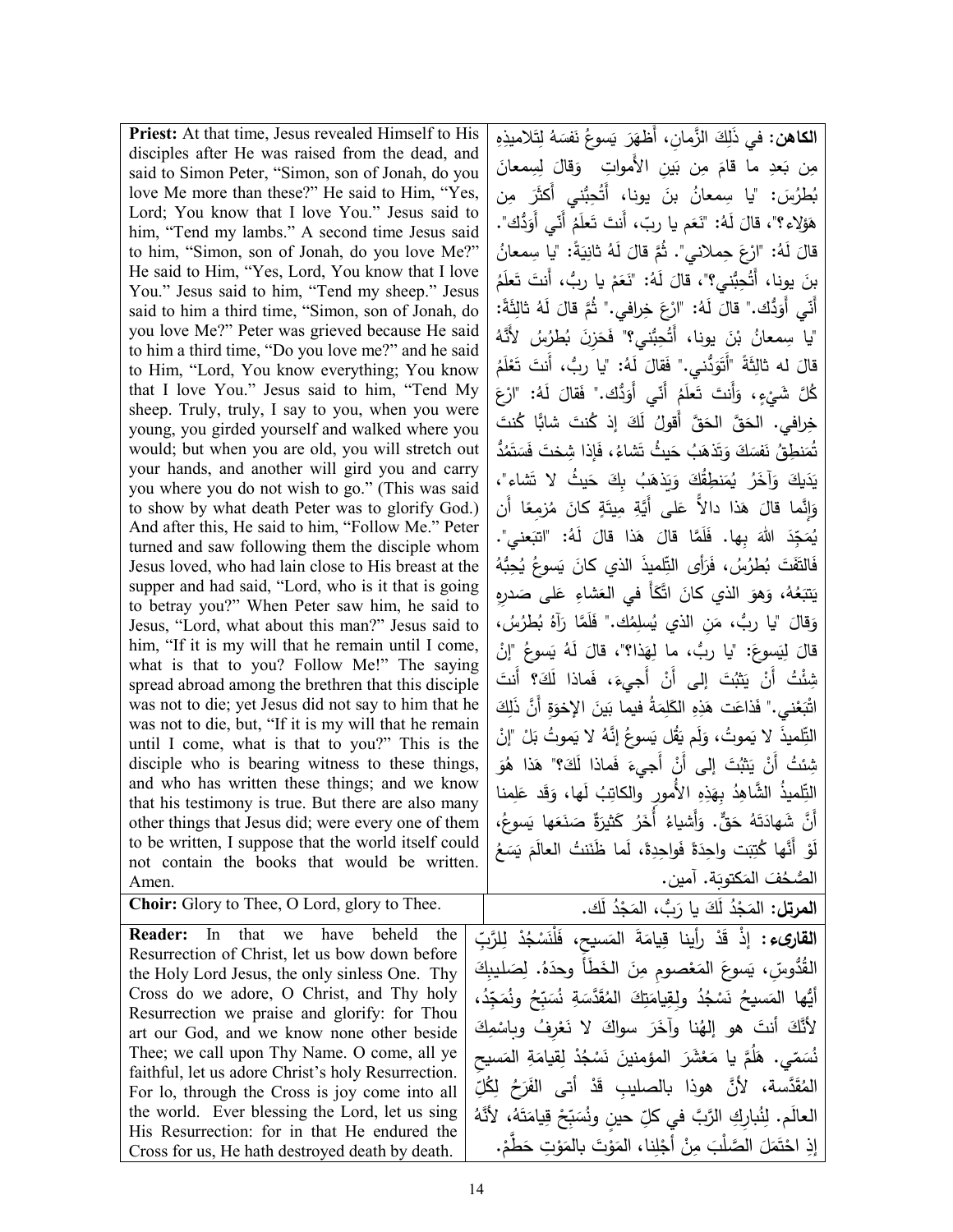| | |
|---|---|
| **Priest:** At that time, Jesus revealed Himself to His disciples after He was raised from the dead, and said to Simon Peter, "Simon, son of Jonah, do you love Me more than these?" He said to Him, "Yes, Lord; You know that I love You." Jesus said to him, "Tend my lambs." A second time Jesus said to him, "Simon, son of Jonah, do you love Me?" He said to Him, "Yes, Lord, You know that I love You." Jesus said to him, "Tend my sheep." Jesus said to him a third time, "Simon, son of Jonah, do you love Me?" Peter was grieved because He said to him a third time, "Do you love me?" and he said to Him, "Lord, You know everything; You know that I love You." Jesus said to him, "Tend My sheep. Truly, truly, I say to you, when you were young, you girded yourself and walked where you would; but when you are old, you will stretch out your hands, and another will gird you and carry you where you do not wish to go." (This was said to show by what death Peter was to glorify God.) And after this, He said to him, "Follow Me." Peter turned and saw following them the disciple whom Jesus loved, who had lain close to His breast at the supper and had said, "Lord, who is it that is going to betray you?" When Peter saw him, he said to Jesus, "Lord, what about this man?" Jesus said to him, "If it is my will that he remain until I come, what is that to you? Follow Me!" The saying spread abroad among the brethren that this disciple was not to die; yet Jesus did not say to him that he was not to die, but, "If it is my will that he remain until I come, what is that to you?" This is the disciple who is bearing witness to these things, and who has written these things; and we know that his testimony is true. But there are also many other things that Jesus did; were every one of them to be written, I suppose that the world itself could not contain the books that would be written. Amen. | **الكاهن:** في ذَلِكَ الزَّمانِ، أَظهَرَ يَسوعُ نَفسَهُ لِتَلاميذِهِ مِن بَعدِ ما قامَ مِن بَينِ الأَمواتِ وَقالَ لِسِمعانَ بُطرُسَ: "يا سِمعانُ بنَ يونا، أَتُحِبُّني أَكثَرَ مِن هَؤلاءِ؟"، قالَ لَهُ: "نَعَم يا ربّ، أَنتَ تَعلَمُ أَنّي أَوَدُّك". قالَ لَهُ: "ارْعَ حِملاني". ثُمَّ قالَ لَهُ ثانِيَةً: "يا سِمعانُ بنَ يونا، أَتُحِبُّني؟"، قالَ لَهُ: "نَعَمْ يا ربُّ، أَنتَ تَعلَمُ أَنّي أَوَدُّك." قالَ لَهُ: "ارْعَ خِرافي." ثُمَّ قالَ لَهُ ثالِثَةً: "يا سِمعانُ بْنَ يونا، أَتُحِبُّني؟" فَحَزِنَ بُطرُسُ لأَنَّهُ قالَ له ثالِثَةً "أَتَوَدُّني". فَقالَ لَهُ: "يا ربُّ، أَنتَ تَعْلَمُ كُلَّ شَيْءٍ، وَأَنتَ تَعلَمُ أَنّي أَوَدُّك." فقالَ لَهُ: "ارْعَ خِرافي. الحَقَّ الحَقَّ أَقولُ لَكَ إذ كُنتَ شابًّا كُنتَ تُمَنطِقُ نَفسَكَ وَتَذهَبُ حَيثُ تَشاءُ، فَإذا شِختَ فَستَمُدُّ يَدَيكَ وَآخَرُ يُمَنطِقُكَ وَيَذهَبُ بِكَ حَيثُ لا تَشاء"، وَإِنَّما قالَ هَذا دالاًّ عَلى أَيَّةِ مِيتَةٍ كانَ مُزمِعًا أن يُمَجِّدَ اللهَ بِها. فَلَمَّا قالَ هَذا قالَ لَهُ: "اتبَعني". فَالتَفَتَ بُطرُسُ، فَرَأى التِّلميذَ الذي كانَ يَسوعُ يُحِبُّهُ يَتبَعُهُ، وَهوَ الذي كانَ اتَّكَأَ في العَشاءِ عَلى صَدرِهِ وَقالَ "يا ربُّ، مَنِ الذي يُسلِمُك." فَلَمَّا رَآهُ بُطرُسُ، قالَ لِيَسوعَ: "يا ربُّ، ما لِهَذا؟"، قالَ لَهُ يَسوعُ "إنْ شِئْتُ أَنْ يَثبُتَ إلى أَنْ أَجيءَ، فَماذا لَكَ؟ أَنتَ اتْبَعْني." فَذاعَت هَذِهِ الكَلِمَةُ فيما بَينَ الإخوَةِ أَنَّ ذَلِكَ التِّلميذَ لا يَموتُ، وَلَم يَقُل يَسوعُ إنَّهُ لا يَموتُ بَلْ "إنْ شِئتُ أَنْ يَثبُتَ إلى أَنْ أَجيءَ فَماذا لَكَ؟" هَذا هُوَ التِّلميذُ الشّاهِدُ بِهَذِهِ الأُمورِ والكاتِبُ لَها، وَقَد عَلِمنا أَنَّ شَهادَتَهُ حَقٌّ. وَأَشياءُ أُخَرُ كَثيرَةٌ صَنَعَها يَسوعُ، لَوْ أَنَّها كُتِبَت واحِدَةً فَواحِدَةً، لَما ظَنَنتُ العالَمَ يَسَعُ الصُّحُفَ المَكتوبَة. آمين. |
| **Choir:** Glory to Thee, O Lord, glory to Thee. | **المرتل:** المَجْدُ لَكَ يا رَبُّ، المَجْدُ لَك. |
| **Reader:** In that we have beheld the Resurrection of Christ, let us bow down before the Holy Lord Jesus, the only sinless One. Thy Cross do we adore, O Christ, and Thy holy Resurrection we praise and glorify: for Thou art our God, and we know none other beside Thee; we call upon Thy Name. O come, all ye faithful, let us adore Christ's holy Resurrection. For lo, through the Cross is joy come into all the world. Ever blessing the Lord, let us sing His Resurrection: for in that He endured the Cross for us, He hath destroyed death by death. | **القارىء:** إذْ قَدْ رأينا قِيامَةَ المَسيحِ، فَلْنَسْجُدْ لِلرَّبِّ القُدُّوسِ، يَسوعَ المَعْصومِ مِنَ الخَطَأ وحدَهُ. لِصَليبِكَ أَيُّها المَسيحُ نَسْجُدُ ولِقِيامَتِكَ المُقَدَّسَةِ نُسَبِّحُ ونُمَجِّدُ، لأَنَّكَ أنتَ هو إلهُنا وآخَرَ سواكَ لا نَعْرِفُ وباسْمِكَ نُسَمّي. هَلُمَّ يا مَعْشَرَ المؤمنينَ نَسْجُدْ لِقِيامَةِ المَسيحِ المُقَدَّسة، لأَنَّ هوذا بالصليبِ قَدْ أتى الفَرَحُ لِكُلِّ العالَم. لِنُبارِكِ الرَّبَّ في كلِّ حينٍ ونُسَبِّحْ قِيامَتَهُ، لأَنَّهُ إذِ احْتَمَلَ الصَّلْبَ مِنْ أجْلِنا، المَوْتَ بالمَوْتِ حَطَّمْ. |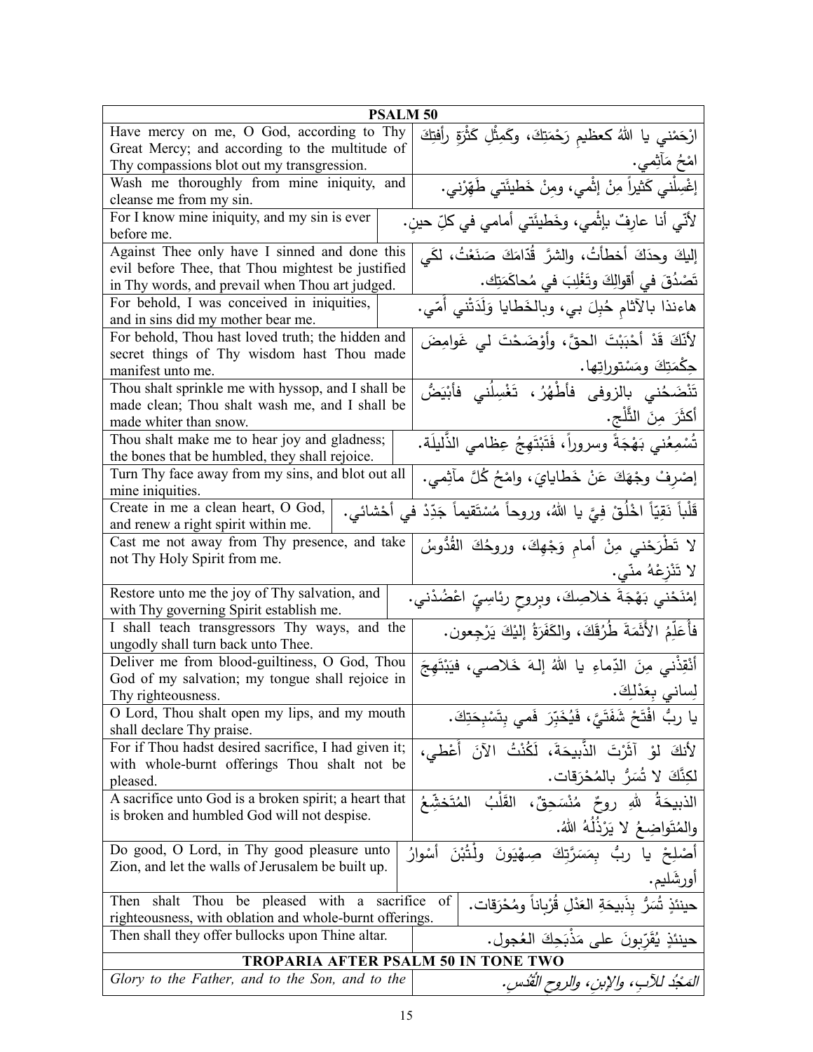| PSALM 50 | |
|---|---|
| Have mercy on me, O God, according to Thy Great Mercy; and according to the multitude of Thy compassions blot out my transgression. | ارْحَمْني يا اللهُ كعظيمِ رَحْمَتِكَ، وكَمِثْلِ كَثْرَةِ رأفتِكَ امْحُ مَآثِمي. |
| Wash me thoroughly from mine iniquity, and cleanse me from my sin. | إغْسِلْني كَثيراً مِنْ إثْمي، ومِنْ خَطيئَتي طَهِّرْني. |
| For I know mine iniquity, and my sin is ever before me. | لأنّي أنا عارِفٌ بإثْمي، وخَطيئَتي أمامي في كلِّ حينٍ. |
| Against Thee only have I sinned and done this evil before Thee, that Thou mightest be justified in Thy words, and prevail when Thou art judged. | إليكَ وحدَكَ أخطأتُ، والشرَّ قُدّامَكَ صَنَعْتُ، لكَي تَصْدُقَ في أقوالِكَ وتَغْلِبَ في مُحاكَمَتِك. |
| For behold, I was conceived in iniquities, and in sins did my mother bear me. | هاءنذا بالآثامِ حُبِلَ بي، وبالخَطايا وَلَدَتْني أمّي. |
| For behold, Thou hast loved truth; the hidden and secret things of Thy wisdom hast Thou made manifest unto me. | لأنَكَ قَدْ أحْبَبْتَ الحقَّ، وأوْضَحْتَ لي غَوامِضَ حِكْمَتِكَ ومَسْتوراتِها. |
| Thou shalt sprinkle me with hyssop, and I shall be made clean; Thou shalt wash me, and I shall be made whiter than snow. | تَنْضَحُني بالزوفى فأطْهُرُ، تَغْسِلُني فأبْيَضُّ أكثَرَ مِنَ الثَّلْجِ. |
| Thou shalt make me to hear joy and gladness; the bones that be humbled, they shall rejoice. | تُسْمِعُني بَهْجَةً وسروراً، فَتَبْتَهِجُ عِظامي الذَّليلَة. |
| Turn Thy face away from my sins, and blot out all mine iniquities. | إصْرِفْ وجْهَكَ عَنْ خَطايايَ، وامْحُ كُلَّ مآثِمي. |
| Create in me a clean heart, O God, and renew a right spirit within me. | قَلْباً نَقِيّاً اخْلُقْ فِيَّ يا اللهُ، وروحاً مُسْتَقيماً جَدِّدْ في أحْشائي. |
| Cast me not away from Thy presence, and take not Thy Holy Spirit from me. | لا تَطْرَحْني مِنْ أمامِ وَجْهِكَ، وروحُكَ القُدُّوسُ لا تَنْزِعْهُ منّي. |
| Restore unto me the joy of Thy salvation, and with Thy governing Spirit establish me. | إمْنَحْني بَهْجَةَ خلاصِكَ، وبِروحٍ رئاسِيٍّ اعْضُدْني. |
| I shall teach transgressors Thy ways, and the ungodly shall turn back unto Thee. | فأُعَلِّمَ الأَثَمَةَ طُرُقَكَ، والكَفَرَةُ إلَيْكَ يَرْجِعون. |
| Deliver me from blood-guiltiness, O God, Thou God of my salvation; my tongue shall rejoice in Thy righteousness. | أنْقِذْني مِنَ الدِّماءِ يا اللهُ إلهَ خَلاصي، فيَبْتَهِجَ لِساني بِعَدْلِكَ. |
| O Lord, Thou shalt open my lips, and my mouth shall declare Thy praise. | يا ربُّ افْتَحْ شَفَتَيَّ، فَيُخَبِّرَ فَمي بِتَسْبِحَتِكَ. |
| For if Thou hadst desired sacrifice, I had given it; with whole-burnt offerings Thou shalt not be pleased. | لأنكَ لوْ آثَرْتَ الذَّبيحَةَ، لَكُنْتُ الآنَ أعْطي، لكِنَّكَ لا تُسَرُّ بالمُحْرَقات. |
| A sacrifice unto God is a broken spirit; a heart that is broken and humbled God will not despise. | الذبيحَةُ للهِ روحٌ مُنْسَحِقٌ، القَلْبُ المُتَخَشِّعُ والمُتَواضِعُ لا يَرْذُلُهُ اللهُ. |
| Do good, O Lord, in Thy good pleasure unto Zion, and let the walls of Jerusalem be built up. | أَصْلِحْ يا ربُّ بِمَسَرَّتِكَ صِهْيَونَ ولْتُبْنَ أسْوارُ أورشَليم. |
| Then shalt Thou be pleased with a sacrifice of righteousness, with oblation and whole-burnt offerings. | حينئذٍ تُسَرُّ بِذَبيحَةِ العَدْلِ قُرْباناً ومُحْرَقات. |
| Then shall they offer bullocks upon Thine altar. | حينئذٍ يُقَرِّبونَ على مَذْبَحِكَ العُجول. |
| **TROPARIA AFTER PSALM 50 IN TONE TWO** | |
| *Glory to the Father, and to the Son, and to the* | *المَجْدُ للآبِ، والإبنِ، والروحِ القُدُس.* |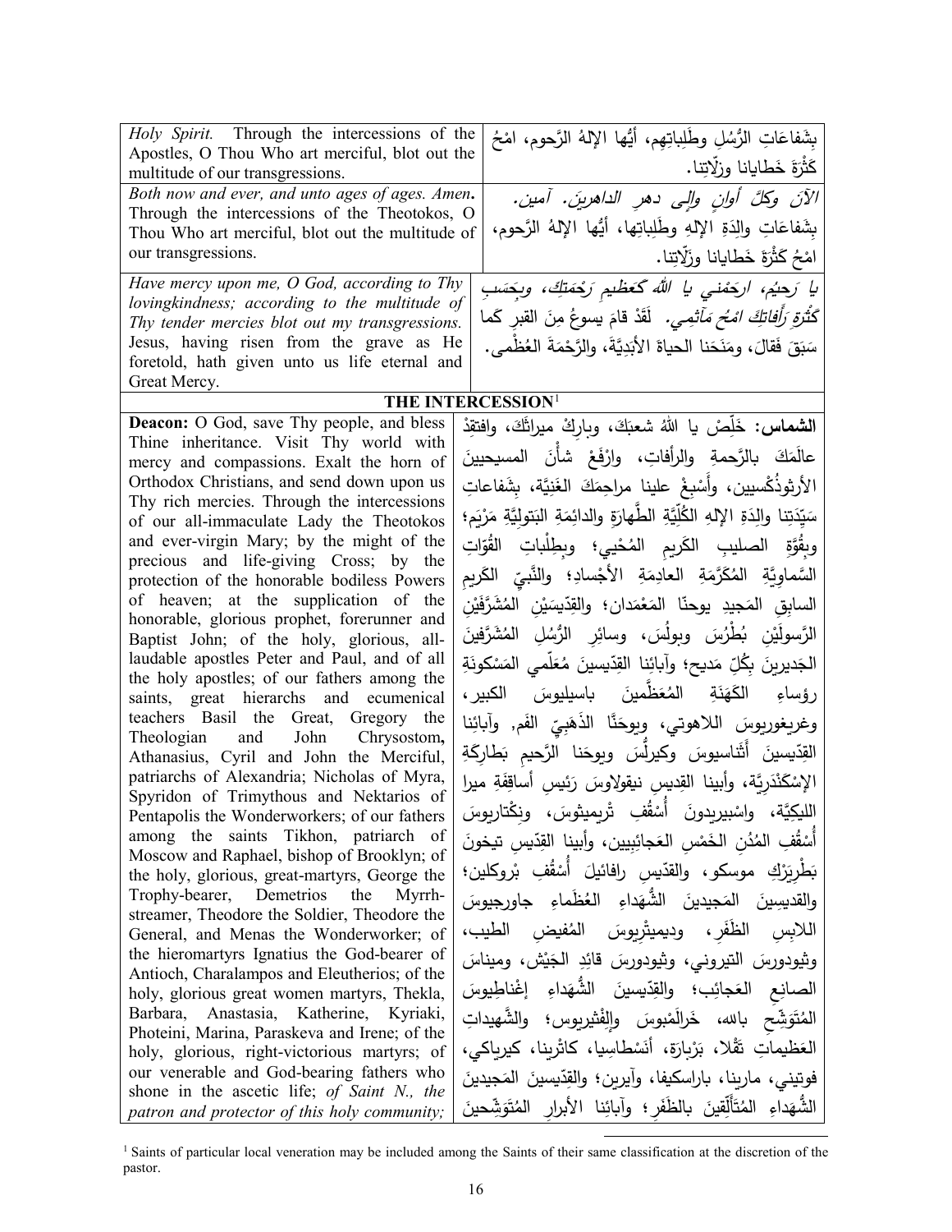| | |
|---|---|
| *Holy Spirit.* Through the intercessions of the Apostles, O Thou Who art merciful, blot out the multitude of our transgressions. | بِشَفاعَاتِ الرُّسُلِ وطَلِباتِهِم، أيُّها الإلهُ الرَّحوم، امْحُ كَثْرَةَ خَطايانا وزَلّاتِنا. |
| *Both now and ever, and unto ages of ages. Amen.* Through the intercessions of the Theotokos, O Thou Who art merciful, blot out the multitude of our transgressions. | *الآنَ وكلَّ أوانٍ وإلى دهرِ الداهرينَ. آمين.* بِشَفاعَاتِ والِدَةِ الإلهِ وطَلِباتِها، أيُّها الإلهُ الرَّحوم، امْحُ كَثْرَةَ خَطايانا وزَلّاتِنا. |
| *Have mercy upon me, O God, according to Thy lovingkindness; according to the multitude of Thy tender mercies blot out my transgressions.* Jesus, having risen from the grave as He foretold, hath given unto us life eternal and Great Mercy. | *يا رَحيمُ، ارحَمْني يا الله كعَظيمِ رَحْمَتِكَ، وبِحَسَبِ كَثْرَةِ رَأفاتِكَ امْحُ مَآثِمي.* لَقَدْ قامَ يسوعُ مِنَ القبرِ كَما سَبَقَ فقالَ، ومَنَحَنا الحياةَ الأبَدِيَّةَ، والرَّحْمَةَ العُظْمى. |

**THE INTERCESSION**[1]

| | |
|---|---|
| **Deacon:** O God, save Thy people, and bless Thine inheritance. Visit Thy world with mercy and compassions. Exalt the horn of Orthodox Christians, and send down upon us Thy rich mercies. Through the intercessions of our all-immaculate Lady the Theotokos and ever-virgin Mary; by the might of the precious and life-giving Cross; by the protection of the honorable bodiless Powers of heaven; at the supplication of the honorable, glorious prophet, forerunner and Baptist John; of the holy, glorious, all-laudable apostles Peter and Paul, and of all the holy apostles; of our fathers among the saints, great hierarchs and ecumenical teachers Basil the Great, Gregory the Theologian and John Chrysostom, Athanasius, Cyril and John the Merciful, patriarchs of Alexandria; Nicholas of Myra, Spyridon of Trimythous and Nektarios of Pentapolis the Wonderworkers; of our fathers among the saints Tikhon, patriarch of Moscow and Raphael, bishop of Brooklyn; of the holy, glorious, great-martyrs, George the Trophy-bearer, Demetrios the Myrrh-streamer, Theodore the Soldier, Theodore the General, and Menas the Wonderworker; of the hieromartyrs Ignatius the God-bearer of Antioch, Charalampos and Eleutherios; of the holy, glorious great women martyrs, Thekla, Barbara, Anastasia, Katherine, Kyriaki, Photeini, Marina, Paraskeva and Irene; of the holy, glorious, right-victorious martyrs; of our venerable and God-bearing fathers who shone in the ascetic life; *of Saint N., the patron and protector of this holy community;* | **الشماس:** خَلِّصْ يا اللهُ شعبَكَ، وبارِكْ ميراثَكَ، وافتقِدْ عالَمَكَ بالرَّحمةِ والرأفاتِ، وارْفَعْ شأْنَ المسيحيينَ الأرثوذُكْسيين، وأَسْبِغْ علينا مراحِمَكَ الغَنِيَّة، بِشَفاعاتِ سَيِّدَتِنا والدَةِ الإلهِ الكُلِّيَّةِ الطَّهارَةِ والدائِمَةِ البَتولِيَّةِ مَرْيَمَ؛ وبِقُوَّةِ الصليبِ الكَريمِ المُحْيي؛ وبِطِلْباتِ القُوّاتِ السَّماوِيَّةِ المُكَرَّمَةِ العادِمَةِ الأجْسادِ؛ والنَّبِيِّ الكَريمِ السابِقِ المَجيدِ يوحنّا المَعْمَدان؛ والقِدّيسَيْنِ المُشَرَّفَيْنِ الرَّسولَيْنِ بُطْرُسَ وبولُسَ، وسائِرِ الرُّسُلِ المُشَرَّفينَ الجَديرينَ بِكُلِّ مَديح؛ وآبائِنا القِدّيسينَ مُعَلِّمي المَسْكونَةِ رؤساءِ الكَهَنَةِ المُعَظَّمينَ باسيليوسَ الكبيرِ، وغريغوريوسَ اللاهوتي، ويوحَنّا الذَهَبِيِّ الفَمِ, وآبائِنا القِدّيسينَ أَثَناسيوسَ وكيرِلُّسَ ويوحَنا الرَّحيمِ بَطارِكَةِ الإسْكَنْدَرِيَّة، وأبينا القِديسِ نيقولاوسَ رَئيسِ أساقِفَةِ ميرا الليكِيَّة، واسْبيريدونَ أُسْقُفِ تْريميثوسَ، ونِكْتاريوسَ أُسْقُفِ المُدُنِ الخَمْسِ العَجائِبِيين، وأبينا القِدّيسِ تيخونَ بَطْرِيَرْكِ موسكو، والقدّيسِ رافائيلَ أُسْقُفِ بْروكلين؛ والقديسينَ المَجيدينَ الشُّهَداءِ العُظَماءِ جاورجيوسَ اللابِسِ الظَفَرِ، وديميتْريوسَ المُفيضِ الطيبِ، وثيودورسَ التيروني، وثيودورسَ قائِدِ الجَيْشِ، وميناسَ الصانِعِ العَجائِب؛ والقِدّيسينَ الشُّهَداءِ إغْناطِيوسَ المُتَوَشِّحِ بالله، خَرالَمْبوسَ وإلِفْثيريوس؛ والشَّهيداتِ العَظيماتِ تَقْلا، بَرْبارَة، أنَسْطاسِيا، كاتْرينا، كيرياكي، فوتيني، مارينا، باراسكيفا، وآيرين؛ والقِدّيسينَ المَجيدينَ الشُّهَداءِ المُتَأَلِّقينَ بالظَفَرِ؛ وآبائِنا الأبرارِ المُتَوَشِّحينَ |

[1] Saints of particular local veneration may be included among the Saints of their same classification at the discretion of the pastor.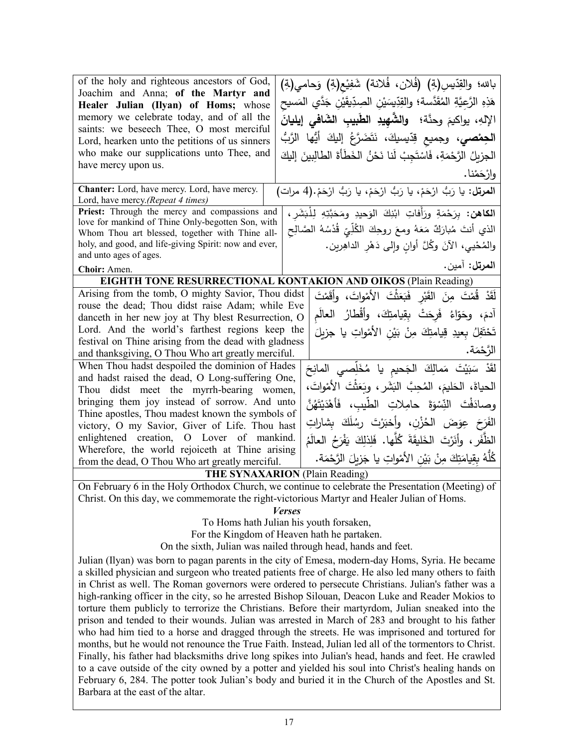| | |
|---|---|
| of the holy and righteous ancestors of God, Joachim and Anna; **of the Martyr and Healer Julian (Ilyan) of Homs;** whose memory we celebrate today, and of all the saints: we beseech Thee, O most merciful Lord, hearken unto the petitions of us sinners who make our supplications unto Thee, and have mercy upon us. | بالله؛ والقِدّيس(ةِ) (فُلان، فُلانة) شَفِيْع(ةِ) وَحامي(ةِ) هَذِهِ الرَّعِيَّةِ المُقَدَّسة؛ والقِدِّيسَيْنِ الصِدِّيقَيْنِ جَدَّي المَسيح الإلهِ، يواكيمَ وحنَّة؛ **والشَّهِيدِ الطَّبِيبِ الشَّافي إيليانَ الحِمْصي،** وجميع قِدّيسيكَ، نَتَضَرَّعُ إليكَ أيُّها الرَّبُّ الجزيلُ الرَّحْمَةِ، فَاسْتَجِبْ لَنا نَحْنُ الخَطَأَةَ الطالِبِينَ إليكَ وارْحَمْنا. |
| **Chanter:** Lord, have mercy. Lord, have mercy. Lord, have mercy.*(Repeat 4 times)* | **المرتل:** يا رَبُّ ارْحَمْ، يا رَبُّ ارْحَمْ، يا رَبُّ ارْحَمْ.(4 مرات) |
| **Priest:** Through the mercy and compassions and love for mankind of Thine Only-begotten Son, with Whom Thou art blessed, together with Thine all-holy, and good, and life-giving Spirit: now and ever, and unto ages of ages.<br>**Choir:** Amen. | **الكاهن:** بِرَحْمَةِ ورَأْفاتِ ابْنِكَ الوَحيدِ ومَحَبَّتِهِ لِلْبَشَرِ، الذي أنتَ مُبارَكٌ مَعَهُ ومعَ روحِكَ الكُلِّيِّ قُدْسُهُ الصَّالِحِ والمُحْيِي، الآنَ وكُلَّ أوانٍ وإلى دَهْرِ الداهِرين.<br>**المرتل:** آمين. |

## EIGHTH TONE RESURRECTIONAL KONTAKION AND OIKOS (Plain Reading)

| | |
|---|---|
| Arising from the tomb, O mighty Savior, Thou didst rouse the dead; Thou didst raise Adam; while Eve danceth in her new joy at Thy blest Resurrection, O Lord. And the world's farthest regions keep the festival on Thine arising from the dead with gladness and thanksgiving, O Thou Who art greatly merciful. | لَقَدْ قُمْتَ مِنَ القَبْرِ فَبَعَثْتَ الأمْواتَ، وأَقَمْتَ آدمَ، وحَوّاءُ فَرِحَتْ بِقِيامتِكَ، وأقْطارُ العالَمِ تَحْتَفِلُ بِعيدِ قِيامتِكَ مِنْ بَيْنِ الأمْواتِ يا جزيلَ الرَّحْمَة. |
| When Thou hadst despoiled the dominion of Hades and hadst raised the dead, O Long-suffering One, Thou didst meet the myrrh-bearing women, bringing them joy instead of sorrow. And unto Thine apostles, Thou madest known the symbols of victory, O my Savior, Giver of Life. Thou hast enlightened creation, O Lover of mankind. Wherefore, the world rejoiceth at Thine arising from the dead, O Thou Who art greatly merciful. | لَقَدْ سَبَيْتَ مَمالِكَ الجَحيمِ يا مُخَلِّصي المانِحَ الحياةَ، الحَليمَ، المُحِبَّ البَشَرِ، وبَعَثْتَ الأمْواتَ، وصادَفْتَ النِّسْوَةَ حامِلاتِ الطِّيبِ، فَأهْدَيْتَهُنَّ الفَرَحَ عِوَضَ الحُزْنِ، وأخبَرْتَ رسُلَكَ بِشاراتِ الظَّفَرِ، وأنَرْتَ الخَليقَةَ كُلَّها. فَلِذلِكَ يَفْرَحُ العالَمُ كُلُّهُ بِقِيامَتِكَ مِنْ بَيْنِ الأمْواتِ يا جَزيلَ الرَّحْمَة. |

## THE SYNAXARION (Plain Reading)

On February 6 in the Holy Orthodox Church, we continue to celebrate the Presentation (Meeting) of Christ. On this day, we commemorate the right-victorious Martyr and Healer Julian of Homs.

***Verses***

To Homs hath Julian his youth forsaken,
For the Kingdom of Heaven hath he partaken.
On the sixth, Julian was nailed through head, hands and feet.

Julian (Ilyan) was born to pagan parents in the city of Emesa, modern-day Homs, Syria. He became a skilled physician and surgeon who treated patients free of charge. He also led many others to faith in Christ as well. The Roman governors were ordered to persecute Christians. Julian's father was a high-ranking officer in the city, so he arrested Bishop Silouan, Deacon Luke and Reader Mokios to torture them publicly to terrorize the Christians. Before their martyrdom, Julian sneaked into the prison and tended to their wounds. Julian was arrested in March of 283 and brought to his father who had him tied to a horse and dragged through the streets. He was imprisoned and tortured for months, but he would not renounce the True Faith. Instead, Julian led all of the tormentors to Christ. Finally, his father had blacksmiths drive long spikes into Julian's head, hands and feet. He crawled to a cave outside of the city owned by a potter and yielded his soul into Christ's healing hands on February 6, 284. The potter took Julian's body and buried it in the Church of the Apostles and St. Barbara at the east of the altar.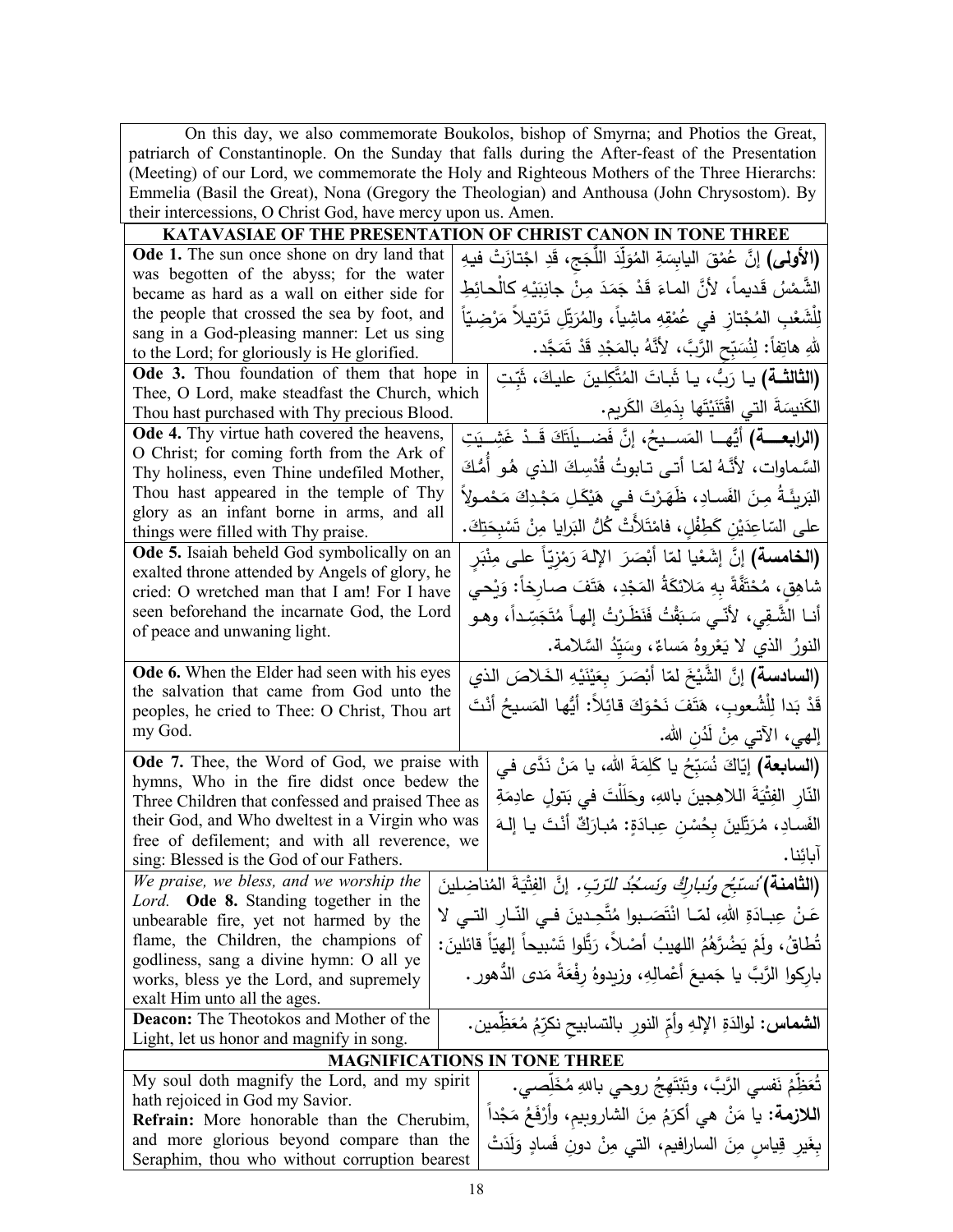On this day, we also commemorate Boukolos, bishop of Smyrna; and Photios the Great, patriarch of Constantinople. On the Sunday that falls during the After-feast of the Presentation (Meeting) of our Lord, we commemorate the Holy and Righteous Mothers of the Three Hierarchs: Emmelia (Basil the Great), Nona (Gregory the Theologian) and Anthousa (John Chrysostom). By their intercessions, O Christ God, have mercy upon us. Amen.

| KATAVASIAE OF THE PRESENTATION OF CHRIST CANON IN TONE THREE | |
|---|---|
| **Ode 1.** The sun once shone on dry land that was begotten of the abyss; for the water became as hard as a wall on either side for the people that crossed the sea by foot, and sang in a God-pleasing manner: Let us sing to the Lord; for gloriously is He glorified. | **(الأولى)** إنَّ عُمْقَ اليابِسَةِ المُوَلَّدَ اللُّجَجِ، قَدِ اجْتازَتْ فيهِ الشَّمْسُ قَديماً، لأنَّ الماءَ قَدْ جَمَدَ مِنْ جانِبَيْهِ كالْحائِطِ لِلْشَّعْبِ المُجْتازِ في عُمْقِهِ ماشِياً، والمُرَتِّلِ تَرْتيلاً مَرْضِيّاً للهِ هاتِفاً: لِنُسَبِّحِ الرَّبَّ، لأنَّهُ بالمَجْدِ قَدْ تَمَجَّد. |
| **Ode 3.** Thou foundation of them that hope in Thee, O Lord, make steadfast the Church, which Thou hast purchased with Thy precious Blood. | **(الثالثة)** يا رَبُّ، يا ثَباتَ المُتَّكِلينَ عليكَ، ثَبِّتِ الكَنيسَةَ التي اقْتَنَيْتَها بِدَمِكَ الكَريم. |
| **Ode 4.** Thy virtue hath covered the heavens, O Christ; for coming forth from the Ark of Thy holiness, even Thine undefiled Mother, Thou hast appeared in the temple of Thy glory as an infant borne in arms, and all things were filled with Thy praise. | **(الرابعة)** أيُّها المَسيحُ، إنَّ فَضيلَتَكَ قَدْ غَشِيَتِ السَّماوات، لأنَّهُ لمّا أتى تابوتُ قُدْسِكَ الذي هُو أُمُّكَ البَريئَةُ مِنَ الفَسادِ، ظَهَرْتَ في هَيْكَلِ مَجْدِكَ مَحْمولاً على السّاعِدَيْنِ كَطِفْلٍ، فامْتَلأتْ كُلُّ البَرايا مِنْ تَسْبِحَتِكَ. |
| **Ode 5.** Isaiah beheld God symbolically on an exalted throne attended by Angels of glory, he cried: O wretched man that I am! For I have seen beforehand the incarnate God, the Lord of peace and unwaning light. | **(الخامسة)** إنَّ إشَعْيا لمّا أبْصَرَ الإلهَ رَمْزِيّاً على مِنْبَرٍ شاهِقٍ، مُحْتَفَّةً بِهِ مَلائكَةُ المَجْدِ، هَتَفَ صارِخاً: وَيْحي أنا الشَّقِي، لأنّي سَبَقْتُ فَنَظَرْتُ إلهاً مُتَجَسِّداً، وهو النورُ الذي لا يَعْروهُ مَساءٌ، وسَيِّدُ السَّلامة. |
| **Ode 6.** When the Elder had seen with his eyes the salvation that came from God unto the peoples, he cried to Thee: O Christ, Thou art my God. | **(السادسة)** إنَّ الشَّيْخَ لمّا أبْصَرَ بِعَيْنَيْهِ الخَلاصَ الذي قَدْ بَدا لِلْشُّعوبِ، هَتَفَ نَحْوَكَ قائِلاً: أيُّها المَسيحُ أنْتَ إلهي، الآتي مِنْ لَدُنِ الله. |
| **Ode 7.** Thee, the Word of God, we praise with hymns, Who in the fire didst once bedew the Three Children that confessed and praised Thee as their God, and Who dweltest in a Virgin who was free of defilement; and with all reverence, we sing: Blessed is the God of our Fathers. | **(السابعة)** إيّاكَ نُسَبِّحُ يا كَلِمَةَ الله، يا مَنْ نَدَّى في النّارِ الفِتْيَةَ اللاهِجينَ بالله، وحَلَلْتَ في بَتولٍ عادِمَةِ الفَسادِ، مُرَتِّلينَ بِحُسْنِ عِبادَةٍ: مُبارَكٌ أنْتَ يا إلهَ آبائِنا. |
| *We praise, we bless, and we worship the Lord.* **Ode 8.** Standing together in the unbearable fire, yet not harmed by the flame, the Children, the champions of godliness, sang a divine hymn: O all ye works, bless ye the Lord, and supremely exalt Him unto all the ages. | **(الثامنة)** *نُسَبِّحُ ونُبارِكُ ونَسْجُدُ للرّبّ.* إنَّ الفِتْيَةَ المُناضِلينَ عَنْ عِبادَةِ اللهِ، لمّا انْتَصَبوا مُتَّحِدينَ في النّارِ التي لا تُطاقُ، ولَمْ يَضُرَّهُمُ اللهيبُ أصْلاً، رَتَّلوا تَسْبيحاً إلهيّاً قائلينَ: بارِكوا الرَّبَّ يا جَميعَ أعْمالِهِ، وزيدوهُ رِفْعَةً مَدى الدُّهور. |
| **Deacon:** The Theotokos and Mother of the Light, let us honor and magnify in song. | **الشماس:** لوالِدَةِ الإلهِ وأمّ النورِ بالتسابيحِ نكرِّمُ مُعَظِّمين. |

| MAGNIFICATIONS IN TONE THREE | |
|---|---|
| My soul doth magnify the Lord, and my spirit hath rejoiced in God my Savior. **Refrain:** More honorable than the Cherubim, and more glorious beyond compare than the Seraphim, thou who without corruption bearest | تُعَظِّمُ نَفسي الرَّبَّ، وتَبْتَهِجُ روحي باللهِ مُخَلِّصي. **اللازمة:** يا مَنْ هي أكرَمُ مِنَ الشاروبيمِ، وأرْفَعُ مَجْداً بِغَيرِ قِياسٍ مِنَ السارافيم، التي مِنْ دونِ فَسادٍ وَلَدَتْ |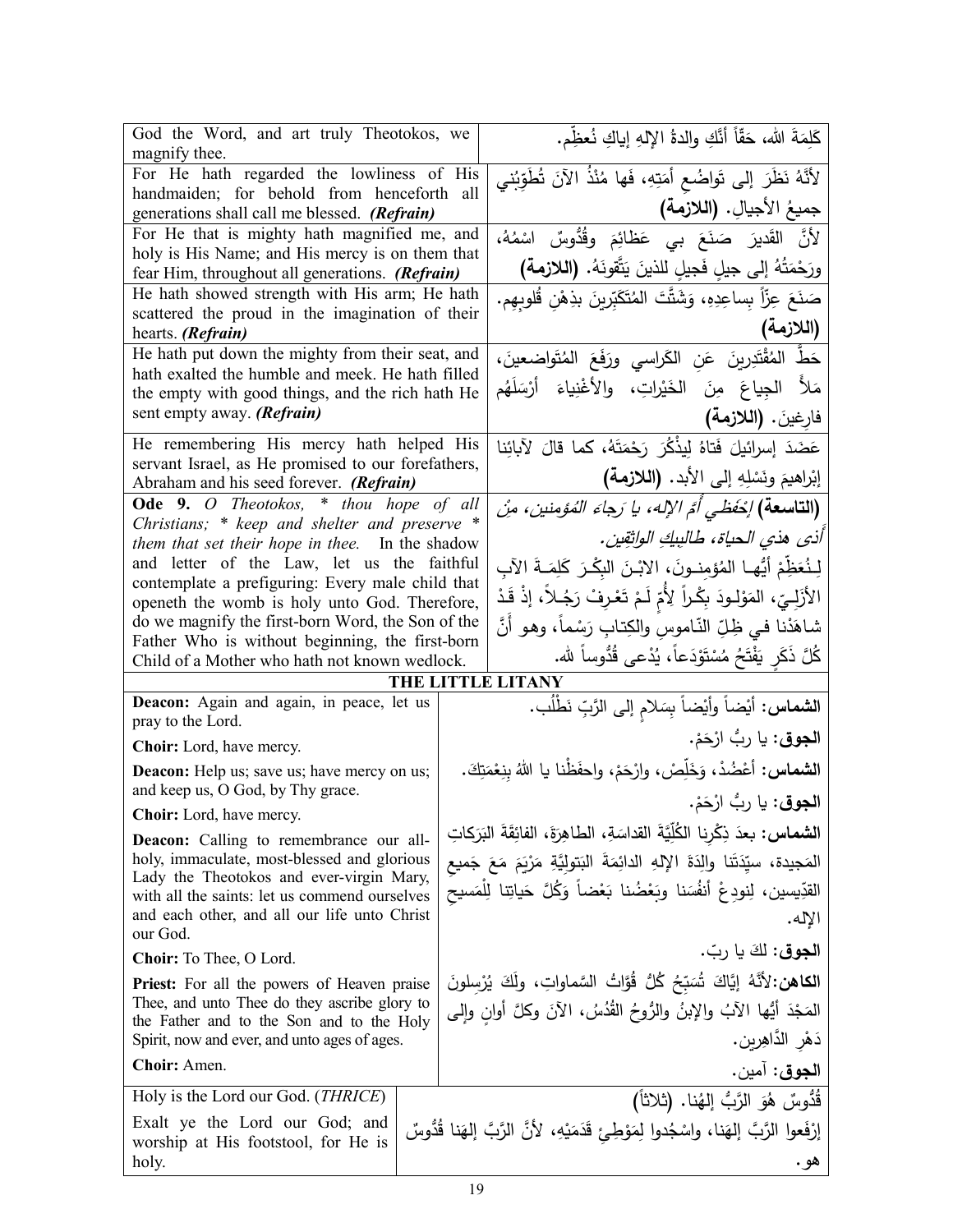| | |
|---|---|
| God the Word, and art truly Theotokos, we magnify thee. | كَلِمَةَ الله، حَقّاً أنَّكِ والدةُ الإلهِ إياكِ نُعظِّم. |
| For He hath regarded the lowliness of His handmaiden; for behold from henceforth all generations shall call me blessed. ***(Refrain)*** | لأنَّهُ نَظَرَ إلى تَواضُعِ أمَتِهِ، فَها مُنْذُ الآنَ تُطَوِّبُني جميعُ الأجيالِ. **(اللازمة)** |
| For He that is mighty hath magnified me, and holy is His Name; and His mercy is on them that fear Him, throughout all generations. ***(Refrain)*** | لأنَّ القَديرَ صَنَعَ بي عَظائِمَ وقُدُّوسٌ اسْمُهُ، ورَحْمَتُهُ إلى جيلٍ فَجيلٍ للذينَ يَتَّقونَهُ. **(اللازمة)** |
| He hath showed strength with His arm; He hath scattered the proud in the imagination of their hearts. ***(Refrain)*** | صَنَعَ عِزّاً بِساعِدِهِ، وَشَتَّتَ المُتَكَبِّرينَ بذِهْنِ قُلوبِهِم. **(اللازمة)** |
| He hath put down the mighty from their seat, and hath exalted the humble and meek. He hath filled the empty with good things, and the rich hath He sent empty away. ***(Refrain)*** | حَطَّ المُقْتَدِرينَ عَنِ الكَراسي ورَفَعَ المُتَواضِعينَ، مَلأَ الجِياعَ مِنَ الخَيْراتِ، والأَغْنِياءَ أرْسَلَهُم فارِغينَ. **(اللازمة)** |
| He remembering His mercy hath helped His servant Israel, as He promised to our forefathers, Abraham and his seed forever. ***(Refrain)*** | عَضَدَ إسرائيلَ فَتاهُ لِيذْكُرَ رَحْمَتَهُ، كما قالَ لآبائِنا إبْراهيمَ ونَسْلِهِ إلى الأبد. **(اللازمة)** |
| **Ode 9.** *O Theotokos, \* thou hope of all Christians; \* keep and shelter and preserve \* them that set their hope in thee.* In the shadow and letter of the Law, let us the faithful contemplate a prefiguring: Every male child that openeth the womb is holy unto God. Therefore, do we magnify the first-born Word, the Son of the Father Who is without beginning, the first-born Child of a Mother who hath not known wedlock. | **(التاسعة)** *إحْفَظي أمَّ الإله، يا رَجاءَ المُؤمنين، مِنْ أذى هذي الحياة، طالبيكِ الواثقِين.* لِنُعَظِّمْ أيُّها المُؤمِنونَ، الابْنَ البِكْرَ كَلِمَةَ الآبِ الأزَلِيّ، المَوْلودَ بِكْراً لِأُمٍّ لَمْ تَعْرِفْ رَجُلاً، إذْ قَدْ شاهَدْنا في ظِلِّ النّاموسِ والكِتابِ رَسْماً، وهو أَنَّ كُلَّ ذَكَرٍ يَفْتَحُ مُسْتَوْدَعاً، يُدْعى قُدُّوساً لله. |

## THE LITTLE LITANY

| | |
|---|---|
| **Deacon:** Again and again, in peace, let us pray to the Lord. | **الشماس:** أيْضاً وأيْضاً بِسَلامٍ إلى الرَّبِّ نَطْلُب. |
| **Choir:** Lord, have mercy. | **الجوق:** يا ربُّ ارْحَمْ. |
| **Deacon:** Help us; save us; have mercy on us; and keep us, O God, by Thy grace. | **الشماس:** أعْضُدْ، وَخَلِّصْ، وارْحَمْ، واحفَظْنا يا اللهُ بِنِعْمَتِكَ. |
| **Choir:** Lord, have mercy. | **الجوق:** يا ربُّ ارْحَمْ. |
| **Deacon:** Calling to remembrance our all-holy, immaculate, most-blessed and glorious Lady the Theotokos and ever-virgin Mary, with all the saints: let us commend ourselves and each other, and all our life unto Christ our God. | **الشماس:** بعدَ ذِكْرِنا الكُلِّيَّةَ القداسَةِ، الطاهِرَةَ، الفائِقَةَ البَرَكاتِ المَجيدة، سيِّدَتَنا والِدَةَ الإلهِ الدائِمَةَ البَتوليَّةِ مَرْيَمَ مَعَ جَميعِ القدّيسين، لِنودِعْ أنفُسَنا وبَعْضُنا بَعْضاً وَكُلَّ حَياتِنا لِلْمَسيحِ الإله. |
| **Choir:** To Thee, O Lord. | **الجوق:** لكَ يا ربّ. |
| **Priest:** For all the powers of Heaven praise Thee, and unto Thee do they ascribe glory to the Father and to the Son and to the Holy Spirit, now and ever, and unto ages of ages. | **الكاهن:** لأنَّهُ إيَّاكَ تُسَبِّحُ كُلُّ قُوَّاتُ السَّماواتِ، ولَكَ يُرْسِلونَ المَجْدَ أيُّها الآبُ والإبنُ والرُّوحُ القُدُسُ، الآنَ وكلَّ أوانٍ وإلى دَهْرِ الدَّاهِرين. |
| **Choir:** Amen. | **الجوق:** آمين. |

| | |
|---|---|
| Holy is the Lord our God. (*THRICE*) | قُدُّوسٌ هُوَ الرَّبُّ إلهُنا. (ثلاثاً) |
| Exalt ye the Lord our God; and worship at His footstool, for He is holy. | إرْفَعوا الرَّبَّ إلهَنا، واسْجُدوا لِمَوْطِئِ قَدَمَيْهِ، لأنَّ الرَّبَّ إلهَنا قُدُّوسٌ هو. |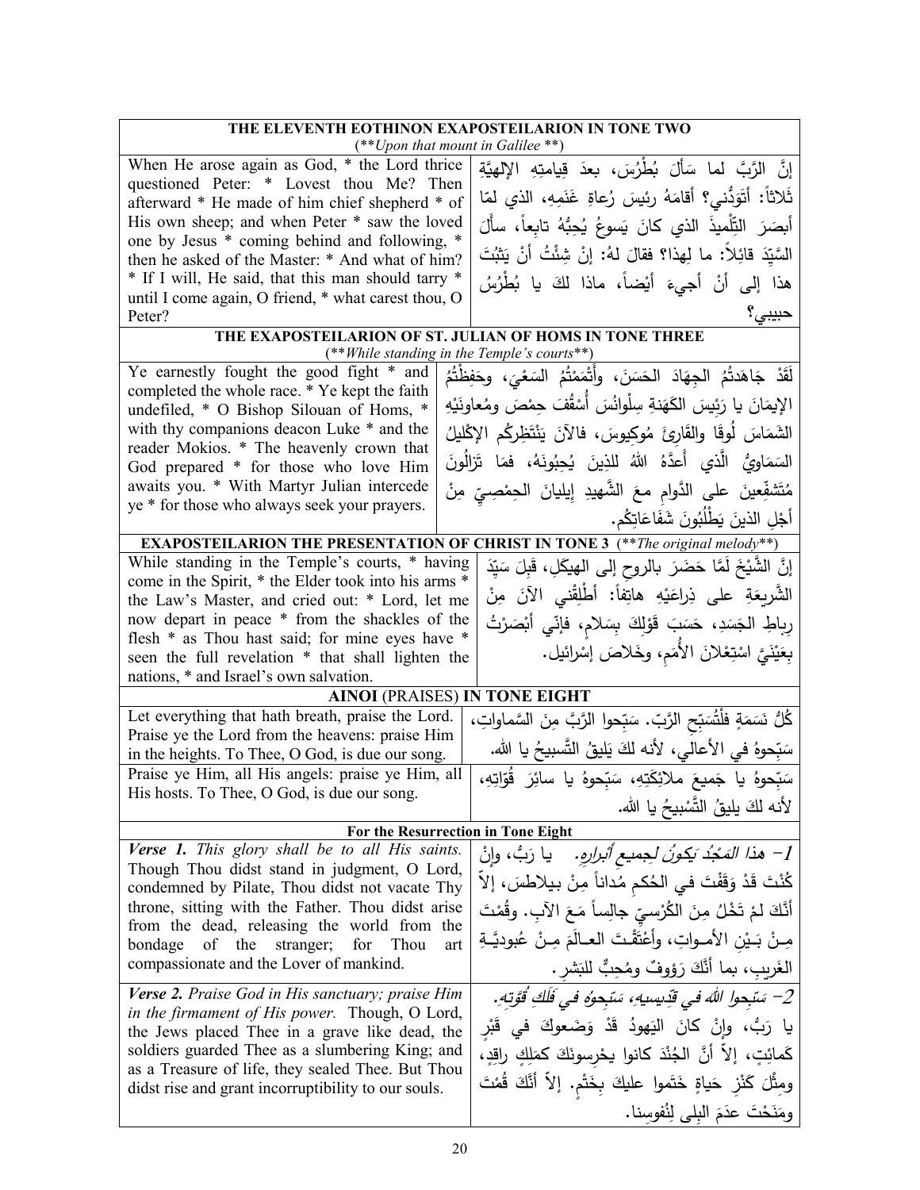| THE ELEVENTH EOTHINON EXAPOSTEILARION IN TONE TWO (**Upon that mount in Galilee **) | |
|---|---|
| When He arose again as God, * the Lord thrice questioned Peter: * Lovest thou Me? Then afterward * He made of him chief shepherd * of His own sheep; and when Peter * saw the loved one by Jesus * coming behind and following, * then he asked of the Master: * And what of him? * If I will, He said, that this man should tarry * until I come again, O friend, * what carest thou, O Peter? | إنَّ الرَّبَّ لما سَألَ بُطْرُسَ، بعدَ قِيامتِهِ الإلهيَّةِ ثَلاثاً: أَتَوَدُّني؟ أقامَهُ رئيسَ رُعاةِ غَنَمِهِ، الذي لمّا أبصَرَ التِّلْميذَ الذي كانَ يَسوعُ يُحِبُّهُ تابِعاً، سأَلَ السَّيِّدَ قائِلاً: ما لِهذا؟ فقالَ لهُ: إنْ شِئْتُ أنْ يَثْبُتَ هذا إلى أنْ أجيءَ أيْضاً، ماذا لكَ يا بُطْرُسُ حبيبي؟ |

| THE EXAPOSTEILARION OF ST. JULIAN OF HOMS IN TONE THREE (**While standing in the Temple's courts**) | |
|---|---|
| Ye earnestly fought the good fight * and completed the whole race. * Ye kept the faith undefiled, * O Bishop Silouan of Homs, * with thy companions deacon Luke * and the reader Mokios. * The heavenly crown that God prepared * for those who love Him awaits you. * With Martyr Julian intercede ye * for those who always seek your prayers. | لَقَدْ جَاهَدْتُمُ الجِهَادَ الحَسَنَ، وأَتْمَمْتُمُ السَعْيَ، وحَفِظْتُمُ الإيمَانَ يا رَئِيسَ الكَهَنَةِ سِلْوانُسَ أُسْقُفَ حِمْصَ ومُعاوِنَيْهِ الشَمَاسَ لُوقَا والقَارِئَ مُوكِيوسَ، فالآنَ يَنْتَظِرُكُم الإكْلِيلُ السَمَاوِيُّ الَّذي أَعَدَّهُ اللهُ للذِينَ يُحِبُونَهُ، فمَا تَزَالُونَ مُتَشفِّعِينَ على الدَّوامِ معَ الشَّهيدِ إيليانَ الحِمْصِيّ مِنْ أجْلِ الذينَ يَطْلُبُونَ شَفَاعَاتِكُم. |

| EXAPOSTEILARION THE PRESENTATION OF CHRIST IN TONE 3 (**The original melody**) | |
|---|---|
| While standing in the Temple's courts, * having come in the Spirit, * the Elder took into his arms * the Law's Master, and cried out: * Lord, let me now depart in peace * from the shackles of the flesh * as Thou hast said; for mine eyes have * seen the full revelation * that shall lighten the nations, * and Israel's own salvation. | إنَّ الشَّيْخَ لَمَّا حَضَرَ بالروحِ إلى الهيكَلِ، قَبِلَ سَيِّدَ الشَّريعَةِ على ذِراعَيْهِ هاتِفاً: أَطْلِقْني الآنَ مِنْ رِباطِ الجَسَدِ، حَسَبَ قَوْلِكَ بِسَلامٍ، فإنّي أبْصَرْتُ بِعَيْنَيَّ اسْتِعْلانَ الأُمَمِ، وخَلاصَ إسْرائيل. |

| AINOI (PRAISES) IN TONE EIGHT | |
|---|---|
| Let everything that hath breath, praise the Lord. Praise ye the Lord from the heavens: praise Him in the heights. To Thee, O God, is due our song. | كُلُّ نَسَمَةٍ فلْتُسَبِّحِ الرَّبّ. سَبِّحوا الرَّبَّ مِنَ السَّماواتِ، سَبِّحوهُ في الأعالي، لأنه لكَ يَليقُ التَّسبيحُ يا الله. |
| Praise ye Him, all His angels: praise ye Him, all His hosts. To Thee, O God, is due our song. | سَبِّحوهُ يا جَميعَ ملائِكَتِهِ، سَبِّحوهُ يا سائِرَ قُوّاتِهِ، لأنه لكَ يليقُ التَّسْبيحُ يا الله. |
| **For the Resurrection in Tone Eight** | |
| ***Verse 1.*** *This glory shall be to all His saints.* Though Thou didst stand in judgment, O Lord, condemned by Pilate, Thou didst not vacate Thy throne, sitting with the Father. Thou didst arise from the dead, releasing the world from the bondage of the stranger; for Thou art compassionate and the Lover of mankind. | 1- *هذا المَجْدُ يَكونُ لِجميعِ أبرارِهِ.* يا رَبُّ، وإنْ كُنْتَ قَدْ وَقَفْتَ في الحُكمِ مُداناً مِنْ بيلاطسَ، إلاّ أنَّكَ لمْ تَخْلُ مِنَ الكُرْسيِّ جالِساً مَعَ الآبِ. وقُمْتَ مِنْ بَيْنِ الأمواتِ، وأعْتَقْتَ العالَمَ مِنْ عُبوديَّةِ الغَريبِ، بما أنَّكَ رَؤوفٌ ومُحِبٌّ للبَشر. |
| ***Verse 2.*** *Praise God in His sanctuary; praise Him in the firmament of His power.* Though, O Lord, the Jews placed Thee in a grave like dead, the soldiers guarded Thee as a slumbering King; and as a Treasure of life, they sealed Thee. But Thou didst rise and grant incorruptibility to our souls. | 2- *سَبّحوا اللهَ في قدّيسيهِ، سَبّحوهُ في فَلَكِ قُوَّتِه.* يا رَبُّ، وإنْ كانَ اليَهودُ قَدْ وَضَعوكَ في قَبْرٍ كَمائِتٍ، إلاّ أنَّ الجُنْدَ كانوا يحْرِسونَكَ كمَلِكٍ راقِدٍ، ومِثْلَ كَنْزِ حَياةٍ خَتَموا عليكَ بِخَتْمٍ. إلاّ أنَّكَ قُمْتَ ومَنَحْتَ عدَمَ البِلى لِنُفوسِنا. |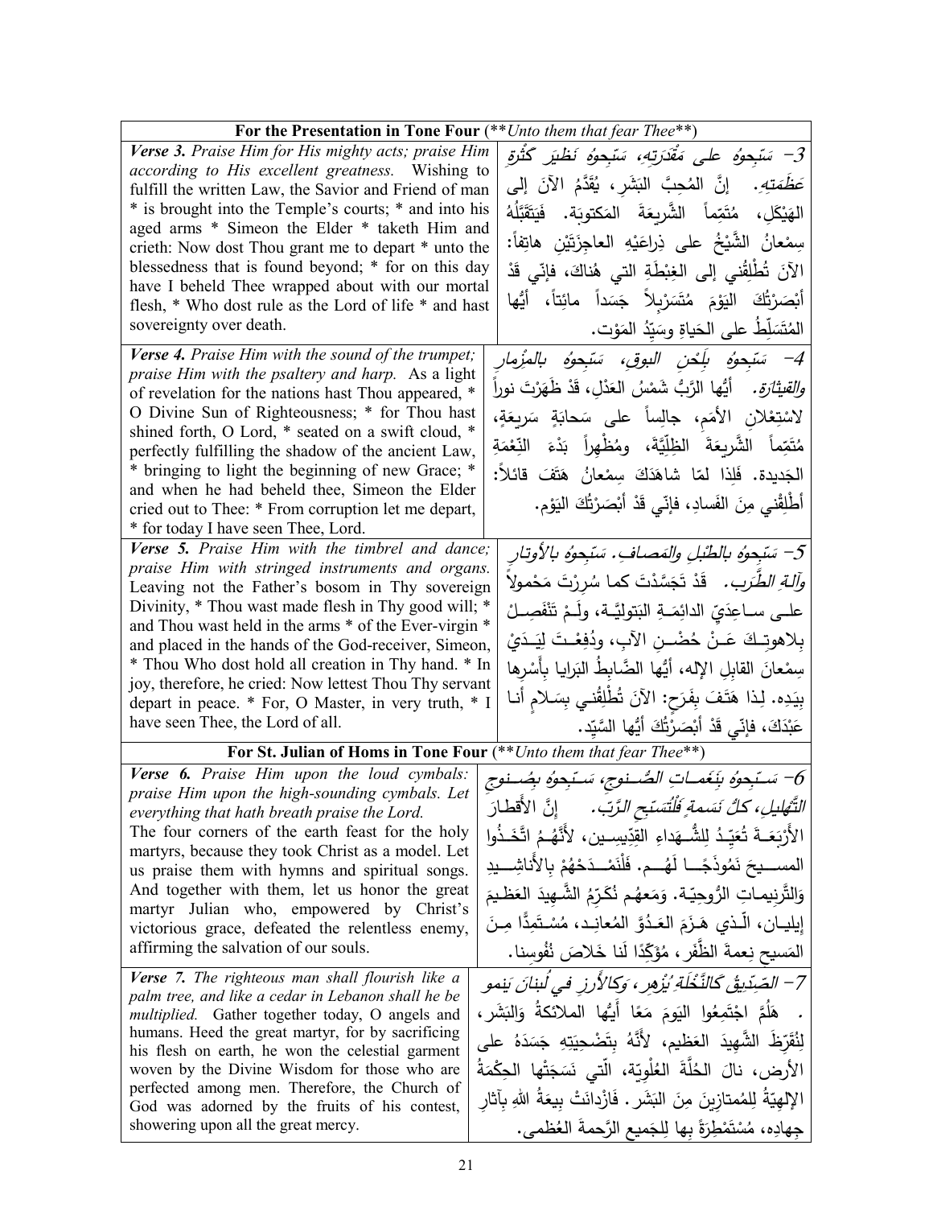| For the Presentation in Tone Four (**Unto them that fear Thee**) | |
|---|---|
| ***Verse 3.*** *Praise Him for His mighty acts; praise Him according to His excellent greatness.* Wishing to fulfill the written Law, the Savior and Friend of man * is brought into the Temple's courts; * and into his aged arms * Simeon the Elder * taketh Him and crieth: Now dost Thou grant me to depart * unto the blessedness that is found beyond; * for on this day have I beheld Thee wrapped about with our mortal flesh, * Who dost rule as the Lord of life * and hast sovereignty over death. | *3- سَبِّحوهُ على مَقْدِرَتِهِ، سَبِّحوهُ نَظيرَ كَثْرَةِ عَظَمَتِهِ.* إنَّ المُحِبَّ البَشَرِ، يُقَدَّمُ الآنَ إلى الهَيْكَلِ، مُتَمِّماً الشَّريعَةَ المكتوبَة. فَيَتَقَبَّلُهُ سِمْعانُ الشَّيْخُ على ذِراعَيْهِ العاجِزَتَيْنِ هاتِفاً: الآنَ تُطْلِقُني إلى الغِبْطَةِ التي هُناكَ، فإنّي قَدْ أبْصَرْتُكَ اليَوْمَ مُتَسَرْبِلاً جَسَداً مائِتاً، أيُّها المُتَسَلِّطُ على الحَياةِ وسَيِّدُ المَوْت. |
| ***Verse 4.*** *Praise Him with the sound of the trumpet; praise Him with the psaltery and harp.* As a light of revelation for the nations hast Thou appeared, * O Divine Sun of Righteousness; * for Thou hast shined forth, O Lord, * seated on a swift cloud, * perfectly fulfilling the shadow of the ancient Law, * bringing to light the beginning of new Grace; * and when he had beheld thee, Simeon the Elder cried out to Thee: * From corruption let me depart, * for today I have seen Thee, Lord. | *4- سَبِّحوهُ بِلَحْنِ البوقِ، سَبِّحوهُ بالمِزْمارِ والقيثارَة.* أيُّها الرَّبُّ شَمْسُ العَدْلِ، قَدْ ظَهَرْتَ نوراً لاسْتِعْلانِ الأمَمِ، جالِساً على سَحابَةٍ سَريعَةٍ، مُتَمِّماً الشَّريعَةَ الظِلِّيَّةَ، ومُظْهِراً بَدْءَ النِّعْمَةِ الجَديدة. فَلِذا لمّا شاهَدَكَ سِمْعانُ هَتَفَ قائلاً: أطْلِقْني مِنَ الفَسادِ، فإنّي قَدْ أبْصَرْتُكَ اليَوْم. |
| ***Verse 5.*** *Praise Him with the timbrel and dance; praise Him with stringed instruments and organs.* Leaving not the Father's bosom in Thy sovereign Divinity, * Thou wast made flesh in Thy good will; * and Thou wast held in the arms * of the Ever-virgin * and placed in the hands of the God-receiver, Simeon, * Thou Who dost hold all creation in Thy hand. * In joy, therefore, he cried: Now lettest Thou Thy servant depart in peace. * For, O Master, in very truth, * I have seen Thee, the Lord of all. | *5- سَبِّحوهُ بالطَّبْلِ والمَصافِ. سَبِّحوهُ بالأوتارِ وآلةِ الطَّرَب.* قَدْ تَجَسَّدْتَ كما سُرِرْتَ مَحْمولاً على ساعِدَيّ الدائِمَةِ البَتوليَّة، ولَمْ تَنْفَصِلْ بِلاهوتِكَ عَنْ حُضْنِ الآبِ، ودُفِعْتَ لِيَدَيْ سِمْعانَ القابِلِ الإله، أيُّها الضَّابِطُ البَرايا بِأَسْرِها بِيَدِه. لِذا هَتَفَ بِفَرَحٍ: الآنَ تُطْلِقُني بِسَلامٍ أنا عَبْدَكَ، فإنّي قَدْ أبْصَرْتُكَ أيُّها السَّيِّد. |
| **For St. Julian of Homs in Tone Four** (**Unto them that fear Thee**) | |
| ***Verse 6.*** *Praise Him upon the loud cymbals: praise Him upon the high-sounding cymbals. Let everything that hath breath praise the Lord.* The four corners of the earth feast for the holy martyrs, because they took Christ as a model. Let us praise them with hymns and spiritual songs. And together with them, let us honor the great martyr Julian who, empowered by Christ's victorious grace, defeated the relentless enemy, affirming the salvation of our souls. | *6- سَبِّحوهُ بِنَغَماتِ الصُّنوجِ، سَبِّحوهُ بِصُنوجِ التَّهليلِ، كلُّ نَسَمةٍ فَلْتُسَبِّحِ الرَّبّ.* إنَّ الأقطارَ الأرْبَعَةَ تُعَيِّدُ لِلشُّهَداءِ القِدّيسين، لأنَّهُمُ اتَّخَذُوا المسيحَ نَموذَجًا لَهُم. فَلْنَمْدَحْهُمْ بالأناشيدِ وَالتَّرنيماتِ الرُّوحيّة. وَمَعهُم نُكَرِّمُ الشَّهيدَ العَظيمَ إيليان، الّذي هَزَمَ العَدُوَّ المُعانِد، مُسْتَمِدًّا مِنَ المَسيحِ نِعمةَ الظَّفرِ، مُؤَكِّدًا لَنا خَلاصَ نُفوسِنا. |
| ***Verse 7.*** *The righteous man shall flourish like a palm tree, and like a cedar in Lebanon shall he be multiplied.* Gather together today, O angels and humans. Heed the great martyr, for by sacrificing his flesh on earth, he won the celestial garment woven by the Divine Wisdom for those who are perfected among men. Therefore, the Church of God was adorned by the fruits of his contest, showering upon all the great mercy. | *7- الصِّدّيقُ كالنَّخْلَةِ يُزْهِر، وَكالأرْزِ في لُبنانَ يَنمو.* هَلُمَّ اجْتَمِعُوا اليَومَ مَعًا أَيُّها الملائكةُ وَالبَشَر، لِنُقَرِّظَ الشَّهيدَ العَظيم، لأَنَّهُ بِتَضْحِيَتِهِ جَسَدَهُ على الأرض، نالَ الحُلَّةَ العُلْويّة، الّتي نَسَجَتْها الحِكْمَةُ الإلهيّةُ لِلمُمتازينَ مِنَ البَشَر. فازْدانَتْ بِيعَةُ اللهِ بِآثارِ جِهادِه، مُسْتَمْطِرَةً بِها لِلجَميعِ الرَّحمةَ العُظمى. |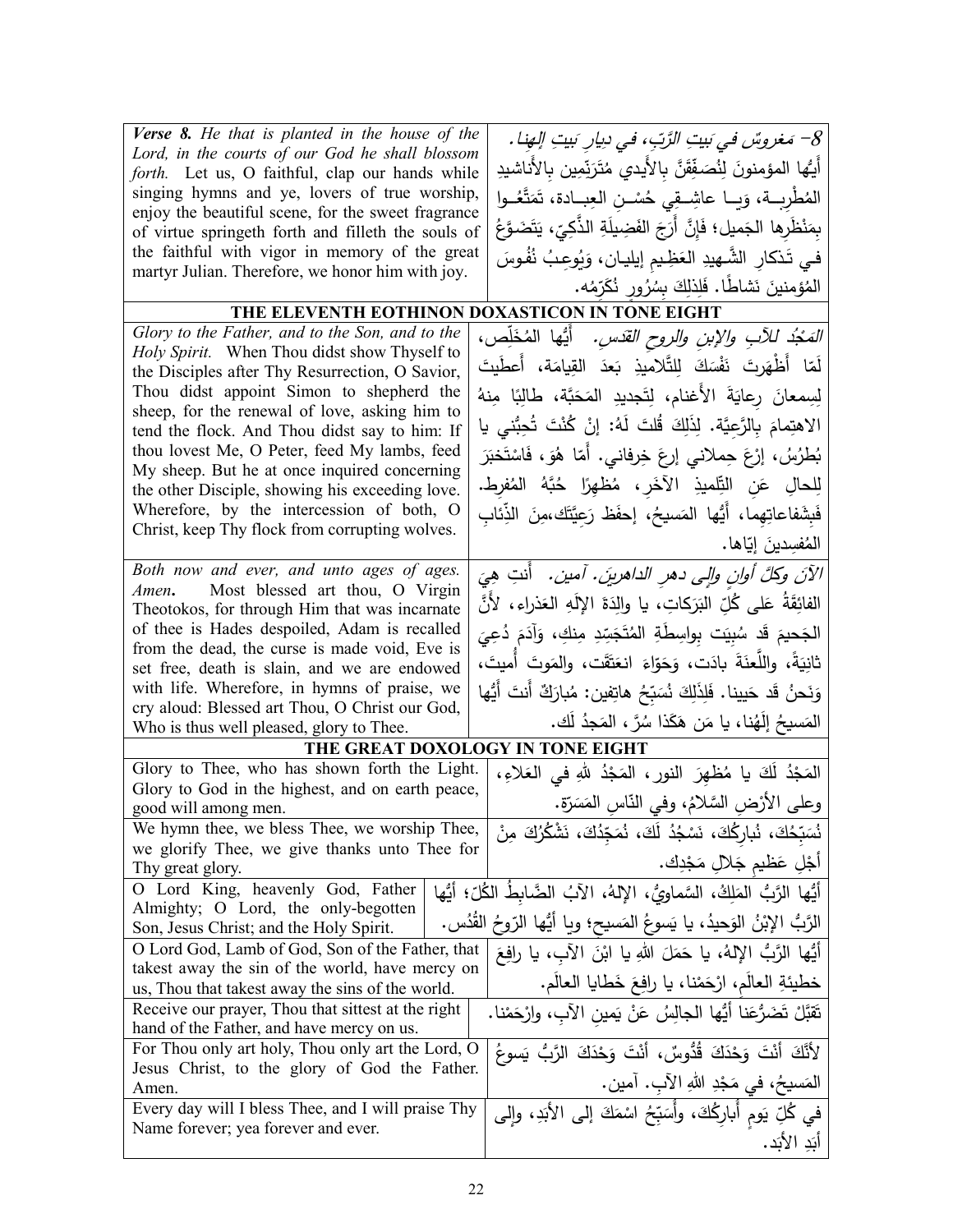| English | Arabic |
|---|---|
| ***Verse 8.*** *He that is planted in the house of the Lord, in the courts of our God he shall blossom forth.* Let us, O faithful, clap our hands while singing hymns and ye, lovers of true worship, enjoy the beautiful scene, for the sweet fragrance of virtue springeth forth and filleth the souls of the faithful with vigor in memory of the great martyr Julian. Therefore, we honor him with joy. | *8- مَغروسٌ في بَيتِ الرَّبِّ، في ديارِ بَيتِ إلهِنا.* أَيُّها المؤمنونَ لِنُصَفِّقَنَّ بالأَيدي مُتَرَنِّمِين بالأَناشيدِ المُطْرِبة، ويا عاشِقي حُسْنِ العِبادة، تَمَتَّعوا بِمَنْظَرِها الجَميل؛ فَإِنَّ أَرَجَ الفَضِيلَةِ الذَّكِيّ، يَتَضَوَّعُ في تَذكارِ الشَّهيدِ العَظِيمِ إيليان، وَيُوعِبُ نُفُوسَ المُؤمنينَ نَشاطًا. فَلِذلِكَ بِسُرُورٍ نُكَرِّمُه. |
| **THE ELEVENTH EOTHINON DOXASTICON IN TONE EIGHT** | |
| *Glory to the Father, and to the Son, and to the Holy Spirit.* When Thou didst show Thyself to the Disciples after Thy Resurrection, O Savior, Thou didst appoint Simon to shepherd the sheep, for the renewal of love, asking him to tend the flock. And Thou didst say to him: If thou lovest Me, O Peter, feed My lambs, feed My sheep. But he at once inquired concerning the other Disciple, showing his exceeding love. Wherefore, by the intercession of both, O Christ, keep Thy flock from corrupting wolves. | *المَجْدُ للآبِ والإبنِ والروحِ القدسِ.* أَيُّها المُخَلِّص، لَمّا أَظْهَرتَ نَفْسَكَ لِلتَّلاميذِ بَعدَ القيامَة، أَعطَيتَ لِسِمعانَ رِعايَةَ الأَغنام، لِتَجديدِ المَحَبَّة، طالِبًا مِنهُ الاهتِمامَ بِالرَّعِيَّة. لِذَلِكَ قُلتَ لَهُ: إنْ كُنْتَ تُحِبُّني يا بُطرُسُ، إرْعَ حِملاني إرعَ خِرفاني. أَمّا هُوَ، فَاسْتَخْبَرَ لِلحالِ عَنِ التِّلميذِ الآخَرِ، مُظهِرًا حُبَّهُ المُفرِط. فَبِشَفاعاتِهِما، أَيُّها المَسيحُ، إحفَظْ رَعِيَّتَكَ مِنَ الذِّئابِ المُفسِدينَ إيّاها. |
| *Both now and ever, and unto ages of ages.* ***Amen.*** Most blessed art thou, O Virgin Theotokos, for through Him that was incarnate of thee is Hades despoiled, Adam is recalled from the dead, the curse is made void, Eve is set free, death is slain, and we are endowed with life. Wherefore, in hymns of praise, we cry aloud: Blessed art Thou, O Christ our God, Who is thus well pleased, glory to Thee. | *الآنَ وكلَّ أوانٍ وإلى دهرِ الداهرينَ. آمين.* أَنتِ هِيَ الفائِقَةُ عَلى كُلِّ البَرَكاتِ، يا والِدَةَ الإلَهِ العَذراء، لأَنَّ الجَحيمَ قَد سُبِيَت بِواسِطَةِ المُتَجَسِّدِ مِنكِ، وَآدَمَ دُعِيَ ثانِيَةً، واللَّعنَةَ بادَت، وَحَوّاءَ انعَتَقَت، والمَوتَ أُميتَ، وَنَحنُ قَد حَيينا. فَلِذَلِكَ نُسَبِّحُ هاتِفين: مُبارَكٌ أَنتَ أَيُّها المَسيحُ إلَهُنا، يا مَن هَكَذا سُرَّ، المَجدُ لَك. |
| **THE GREAT DOXOLOGY IN TONE EIGHT** | |
| Glory to Thee, who has shown forth the Light. Glory to God in the highest, and on earth peace, good will among men. | المَجْدُ لَكَ يا مُظهِرَ النورِ، المَجْدُ للهِ في العَلاءِ، وعلى الأَرْضِ السَّلامُ، وفي النّاسِ المَسَرّة. |
| We hymn thee, we bless Thee, we worship Thee, we glorify Thee, we give thanks unto Thee for Thy great glory. | نُسَبِّحُكَ، نُبارِكُكَ، نَسْجُدُ لَكَ، نُمَجِّدُكَ، نَشْكُرُكَ مِنْ أَجْلِ عَظيمِ جَلالِ مَجْدِك. |
| O Lord King, heavenly God, Father Almighty; O Lord, the only-begotten Son, Jesus Christ; and the Holy Spirit. | أَيُّها الرَّبُّ المَلِكُ، السَّماويُّ، الإلهُ، الآبُ الضَّابِطُ الكُلّ؛ أَيُّها الرَّبُّ الإبْنُ الوَحيدُ، يا يَسوعُ المَسيح؛ ويا أَيُّها الرّوحُ القُدُس. |
| O Lord God, Lamb of God, Son of the Father, that takest away the sin of the world, have mercy on us, Thou that takest away the sins of the world. | أَيُّها الرَّبُّ الإلهُ، يا حَمَلَ اللهِ يا ابْنَ الآبِ، يا رافِعَ خطيئةِ العالَمِ، ارْحَمْنا، يا رافِعَ خَطايا العالَم. |
| Receive our prayer, Thou that sittest at the right hand of the Father, and have mercy on us. | تَقَبَّلْ تَضَرُّعَنا أَيُّها الجالِسُ عَنْ يَمينِ الآبِ، وارْحَمْنا. |
| For Thou only art holy, Thou only art the Lord, O Jesus Christ, to the glory of God the Father. Amen. | لأَنَّكَ أَنْتَ وَحْدَكَ قُدُّوسٌ، أَنْتَ وَحْدَكَ الرَّبُّ يَسوعُ المَسيحُ، في مَجْدِ اللهِ الآبِ. آمين. |
| Every day will I bless Thee, and I will praise Thy Name forever; yea forever and ever. | في كُلِّ يَومٍ أُبارِكُكَ، وأُسَبِّحُ اسْمَكَ إلى الأَبَدِ، وإلى أَبَدِ الأَبَد. |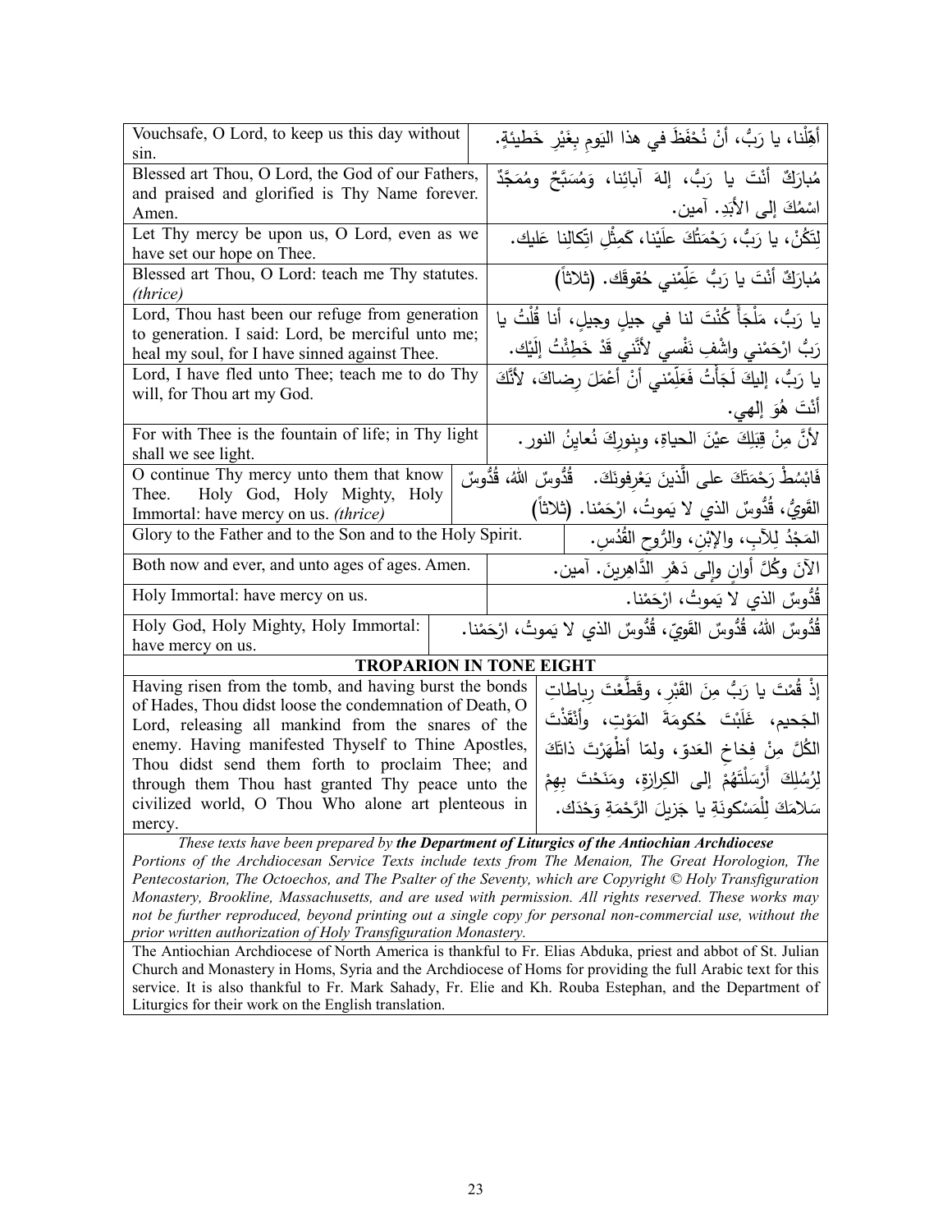| | |
|---|---|
| Vouchsafe, O Lord, to keep us this day without sin. | أَهِّلْنا، يا رَبُّ، أنْ نُحْفَظَ في هذا اليَومِ بِغَيْرِ خَطيئةٍ. |
| Blessed art Thou, O Lord, the God of our Fathers, and praised and glorified is Thy Name forever. Amen. | مُبارَكٌ أنْتَ يا رَبُّ، إلهَ آبائِنا، وَمُسَبَّحٌ ومُمَجَّدٌ اسْمُكَ إلى الأبَدِ. آمين. |
| Let Thy mercy be upon us, O Lord, even as we have set our hope on Thee. | لِتَكُنْ، يا رَبُّ، رَحْمَتُكَ علَيْنا، كَمِثْلِ اتِّكالِنا عَليك. |
| Blessed art Thou, O Lord: teach me Thy statutes. *(thrice)* | مُبارَكٌ أنْتَ يا رَبُّ عَلِّمْني حُقوقَك. (ثلاثاً) |
| Lord, Thou hast been our refuge from generation to generation. I said: Lord, be merciful unto me; heal my soul, for I have sinned against Thee. | يا رَبُّ، مَلْجَأً كُنْتَ لنا في جيلٍ وجيلٍ، أنا قُلْتُ يا رَبُّ ارْحَمْني واشْفِ نَفْسي لأنَّني قَدْ خَطِئْتُ إلَيْك. |
| Lord, I have fled unto Thee; teach me to do Thy will, for Thou art my God. | يا رَبُّ، إليكَ لَجَأْتُ فَعَلِّمْني أنْ أعْمَلَ رِضاكَ، لأَنَّكَ أنْتَ هُوَ إلهي. |
| For with Thee is the fountain of life; in Thy light shall we see light. | لأنَّ مِنْ قِبَلِكَ عيْنَ الحياةِ، وبنورِكَ نُعاينُ النور. |
| O continue Thy mercy unto them that know Thee. Holy God, Holy Mighty, Holy Immortal: have mercy on us. *(thrice)* | فَابْسُطْ رَحْمَتَكَ على الَّذينَ يَعْرِفونَكَ. قُدُّوسٌ اللهُ، قُدُّوسٌ القَوِيُّ، قُدُّوسٌ الذي لا يَموتُ، ارْحَمْنا. (ثلاثاً) |
| Glory to the Father and to the Son and to the Holy Spirit. | المَجْدُ لِلآبِ، والإبْنِ، والرُّوحِ القُدُسِ. |
| Both now and ever, and unto ages of ages. Amen. | الآنَ وكُلَّ أوانٍ وإلى دَهْرِ الدَّاهِرينَ. آمين. |
| Holy Immortal: have mercy on us. | قُدُّوسٌ الذي لا يَموتُ، ارْحَمْنا. |
| Holy God, Holy Mighty, Holy Immortal: have mercy on us. | قُدُّوسٌ اللهُ، قُدُّوسٌ القَوِيّ، قُدُّوسٌ الذي لا يَموتُ، ارْحَمْنا. |
| **TROPARION IN TONE EIGHT** | |
| Having risen from the tomb, and having burst the bonds of Hades, Thou didst loose the condemnation of Death, O Lord, releasing all mankind from the snares of the enemy. Having manifested Thyself to Thine Apostles, Thou didst send them forth to proclaim Thee; and through them Thou hast granted Thy peace unto the civilized world, O Thou Who alone art plenteous in mercy. | إذْ قُمْتَ يا رَبُّ مِنَ القَبْرِ، وقَطَّعْتَ رِباطاتِ الجَحيم، غَلَبْتَ حُكومَةَ المَوْتِ، وأنْقَذْتَ الكُلَّ مِنْ فِخاخِ العَدوّ، ولمّا أظْهَرْتَ ذاتَكَ لِرُسُلِكَ أَرْسَلْتَهُمْ إلى الكِرازةِ، ومَنَحْتَ بِهِمْ سَلامَكَ لِلْمَسْكونَةِ يا جَزيلَ الرَّحْمَةِ وَحْدَكَ. |

*These texts have been prepared by **the Department of Liturgics of the Antiochian Archdiocese***

*Portions of the Archdiocesan Service Texts include texts from The Menaion, The Great Horologion, The Pentecostarion, The Octoechos, and The Psalter of the Seventy, which are Copyright © Holy Transfiguration Monastery, Brookline, Massachusetts, and are used with permission. All rights reserved. These works may not be further reproduced, beyond printing out a single copy for personal non-commercial use, without the prior written authorization of Holy Transfiguration Monastery.*

The Antiochian Archdiocese of North America is thankful to Fr. Elias Abduka, priest and abbot of St. Julian Church and Monastery in Homs, Syria and the Archdiocese of Homs for providing the full Arabic text for this service. It is also thankful to Fr. Mark Sahady, Fr. Elie and Kh. Rouba Estephan, and the Department of Liturgics for their work on the English translation.